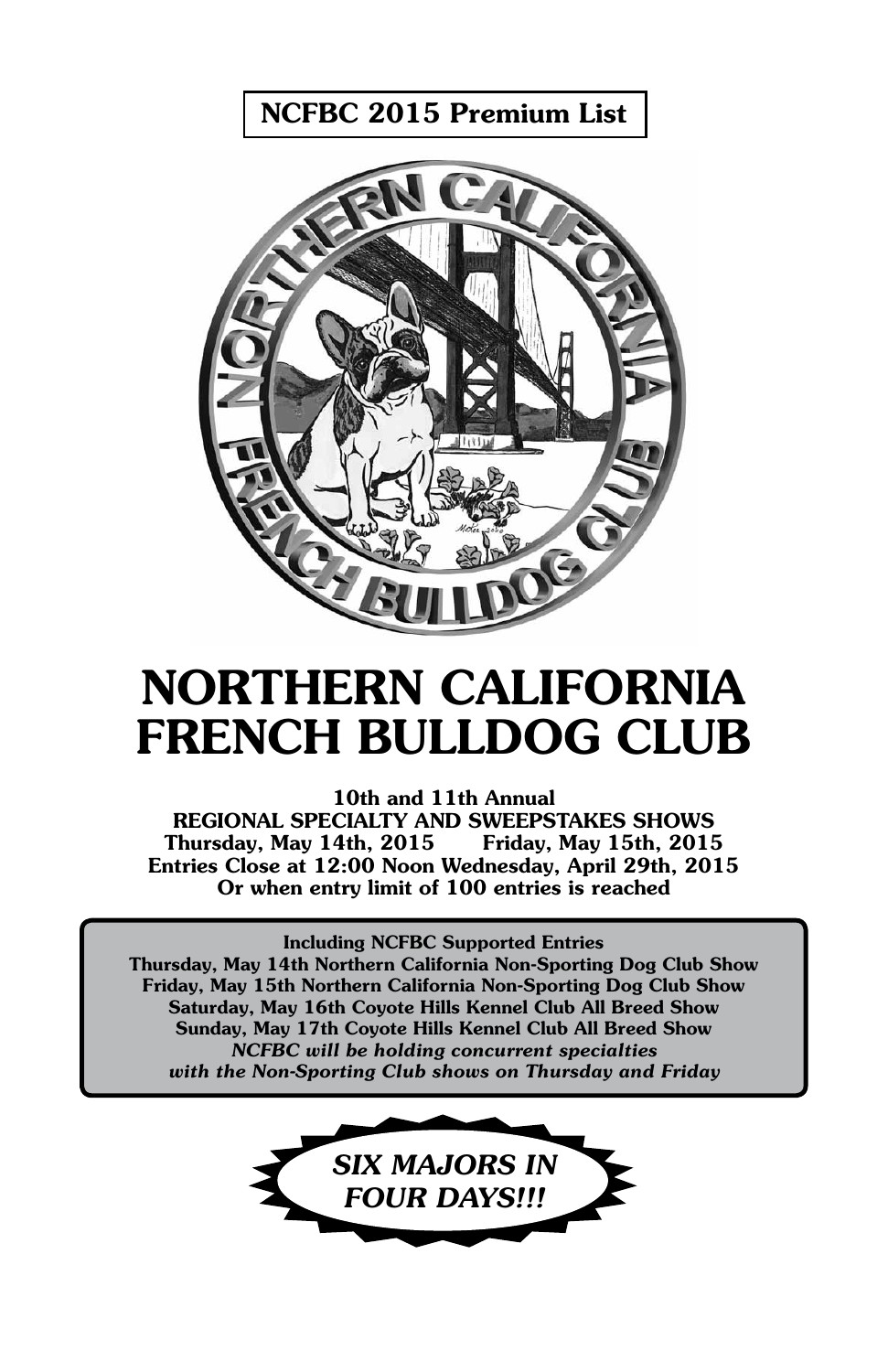**NCFBC 2015 Premium List**

# NORTHERN CALIFORNIA FRENCH BULLDOG CLUB

**10th and 11th Annual**
**REGIONAL SPECIALTY AND SWEEPSTAKES SHOWS**
**Thursday, May 14th, 2015 Friday, May 15th, 2015**
**Entries Close at 12:00 Noon Wednesday, April 29th, 2015**
**Or when entry limit of 100 entries is reached**

**Including NCFBC Supported Entries**
**Thursday, May 14th Northern California Non-Sporting Dog Club Show**
**Friday, May 15th Northern California Non-Sporting Dog Club Show**
**Saturday, May 16th Coyote Hills Kennel Club All Breed Show**
**Sunday, May 17th Coyote Hills Kennel Club All Breed Show**
***NCFBC will be holding concurrent specialties with the Non-Sporting Club shows on Thursday and Friday***

***SIX MAJORS IN FOUR DAYS!!!***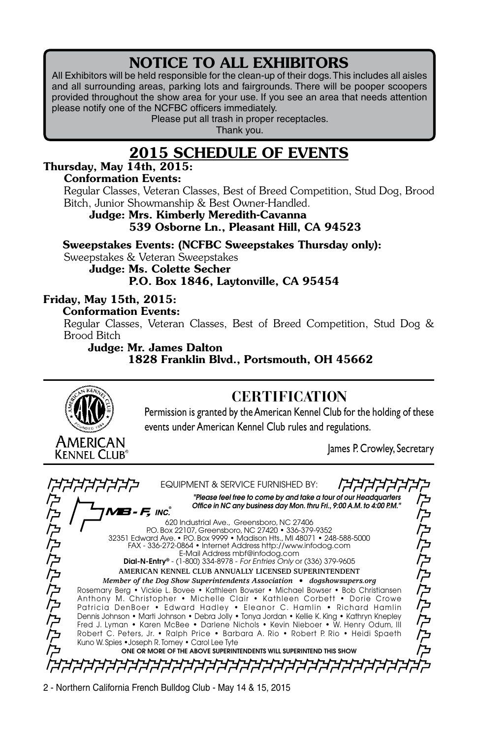# NOTICE TO ALL EXHIBITORS

All Exhibitors will be held responsible for the clean-up of their dogs. This includes all aisles and all surrounding areas, parking lots and fairgrounds. There will be pooper scoopers provided throughout the show area for your use. If you see an area that needs attention please notify one of the NCFBC officers immediately.

Please put all trash in proper receptacles.

Thank you.

# 2015 SCHEDULE OF EVENTS

**Thursday, May 14th, 2015:**

**Conformation Events:**

Regular Classes, Veteran Classes, Best of Breed Competition, Stud Dog, Brood Bitch, Junior Showmanship & Best Owner-Handled.

**Judge: Mrs. Kimberly Meredith-Cavanna**
**539 Osborne Ln., Pleasant Hill, CA 94523**

**Sweepstakes Events: (NCFBC Sweepstakes Thursday only):**

Sweepstakes & Veteran Sweepstakes

**Judge: Ms. Colette Secher**
**P.O. Box 1846, Laytonville, CA 95454**

**Friday, May 15th, 2015:**

**Conformation Events:**

Regular Classes, Veteran Classes, Best of Breed Competition, Stud Dog & Brood Bitch

**Judge: Mr. James Dalton**
**1828 Franklin Blvd., Portsmouth, OH 45662**

## CERTIFICATION

American Kennel Club®

Permission is granted by the American Kennel Club for the holding of these events under American Kennel Club rules and regulations.

James P. Crowley, Secretary

EQUIPMENT & SERVICE FURNISHED BY:

**MB-F, INC.®**

*"Please feel free to come by and take a tour of our Headquarters Office in NC any business day Mon. thru Fri., 9:00 A.M. to 4:00 P.M."*

620 Industrial Ave., Greensboro, NC 27406
P.O. Box 22107, Greensboro, NC 27420 • 336-379-9352
32351 Edward Ave. • P.O. Box 9999 • Madison Hts., MI 48071 • 248-588-5000
FAX - 336-272-0864 • Internet Address http://www.infodog.com
E-Mail Address mbf@infodog.com
**Dial-N-Entry®** - (1-800) 334-8978 - *For Entries Only* or (336) 379-9605

AMERICAN KENNEL CLUB ANNUALLY LICENSED SUPERINTENDENT

*Member of the Dog Show Superintendents Association • dogshowsupers.org*

Rosemary Berg • Vickie L. Bovee • Kathleen Bowser • Michael Bowser • Bob Christiansen Anthony M. Christopher • Michelle Clair • Kathleen Corbett • Dorie Crowe Patricia DenBoer • Edward Hadley • Eleanor C. Hamlin • Richard Hamlin Dennis Johnson • Marti Johnson • Debra Jolly • Tonya Jordan • Kellie K. King • Kathryn Knepley Fred J. Lyman • Karen McBee • Darlene Nichols • Kevin Nieboer • W. Henry Odum, III Robert C. Peters, Jr. • Ralph Price • Barbara A. Rio • Robert P. Rio • Heidi Spaeth Kuno W. Spies • Joseph R. Tomey • Carol Lee Tyte

ONE OR MORE OF THE ABOVE SUPERINTENDENTS WILL SUPERINTEND THIS SHOW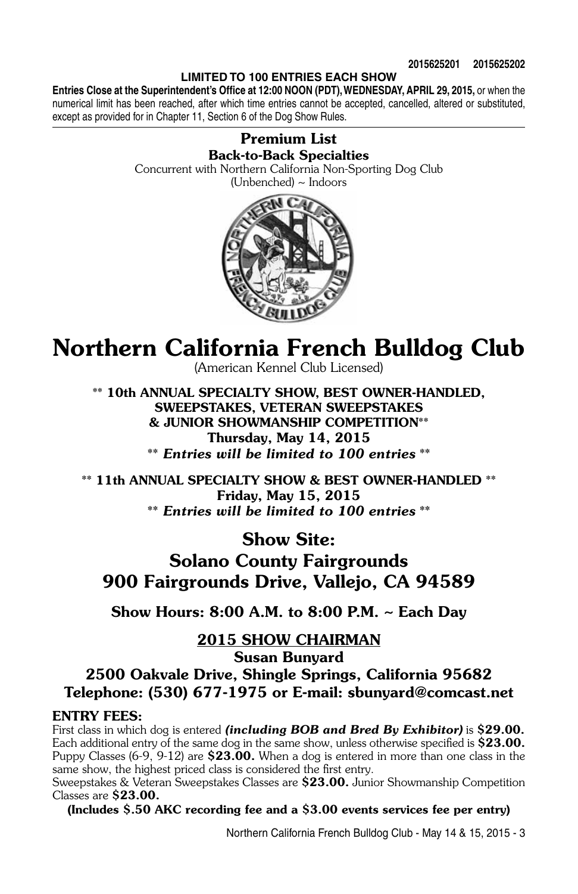2015625201 2015625202

**LIMITED TO 100 ENTRIES EACH SHOW**

**Entries Close at the Superintendent's Office at 12:00 NOON (PDT), WEDNESDAY, APRIL 29, 2015,** or when the numerical limit has been reached, after which time entries cannot be accepted, cancelled, altered or substituted, except as provided for in Chapter 11, Section 6 of the Dog Show Rules.

---

**Premium List**

**Back-to-Back Specialties**

Concurrent with Northern California Non-Sporting Dog Club

(Unbenched) ~ Indoors

# Northern California French Bulldog Club

(American Kennel Club Licensed)

**\*\* 10th ANNUAL SPECIALTY SHOW, BEST OWNER-HANDLED, SWEEPSTAKES, VETERAN SWEEPSTAKES & JUNIOR SHOWMANSHIP COMPETITION\*\***

**Thursday, May 14, 2015**

**\*\* *Entries will be limited to 100 entries* \*\***

**\*\* 11th ANNUAL SPECIALTY SHOW & BEST OWNER-HANDLED \*\***

**Friday, May 15, 2015**

**\*\* *Entries will be limited to 100 entries* \*\***

## Show Site:
## Solano County Fairgrounds
## 900 Fairgrounds Drive, Vallejo, CA 94589

**Show Hours: 8:00 A.M. to 8:00 P.M. ~ Each Day**

### 2015 SHOW CHAIRMAN

**Susan Bunyard**

**2500 Oakvale Drive, Shingle Springs, California 95682**

**Telephone: (530) 677-1975 or E-mail: sbunyard@comcast.net**

**ENTRY FEES:**

First class in which dog is entered ***(including BOB and Bred By Exhibitor)*** is **$29.00.** Each additional entry of the same dog in the same show, unless otherwise specified is **$23.00.** Puppy Classes (6-9, 9-12) are **$23.00.** When a dog is entered in more than one class in the same show, the highest priced class is considered the first entry.

Sweepstakes & Veteran Sweepstakes Classes are **$23.00.** Junior Showmanship Competition Classes are **$23.00.**

**(Includes $.50 AKC recording fee and a $3.00 events services fee per entry)**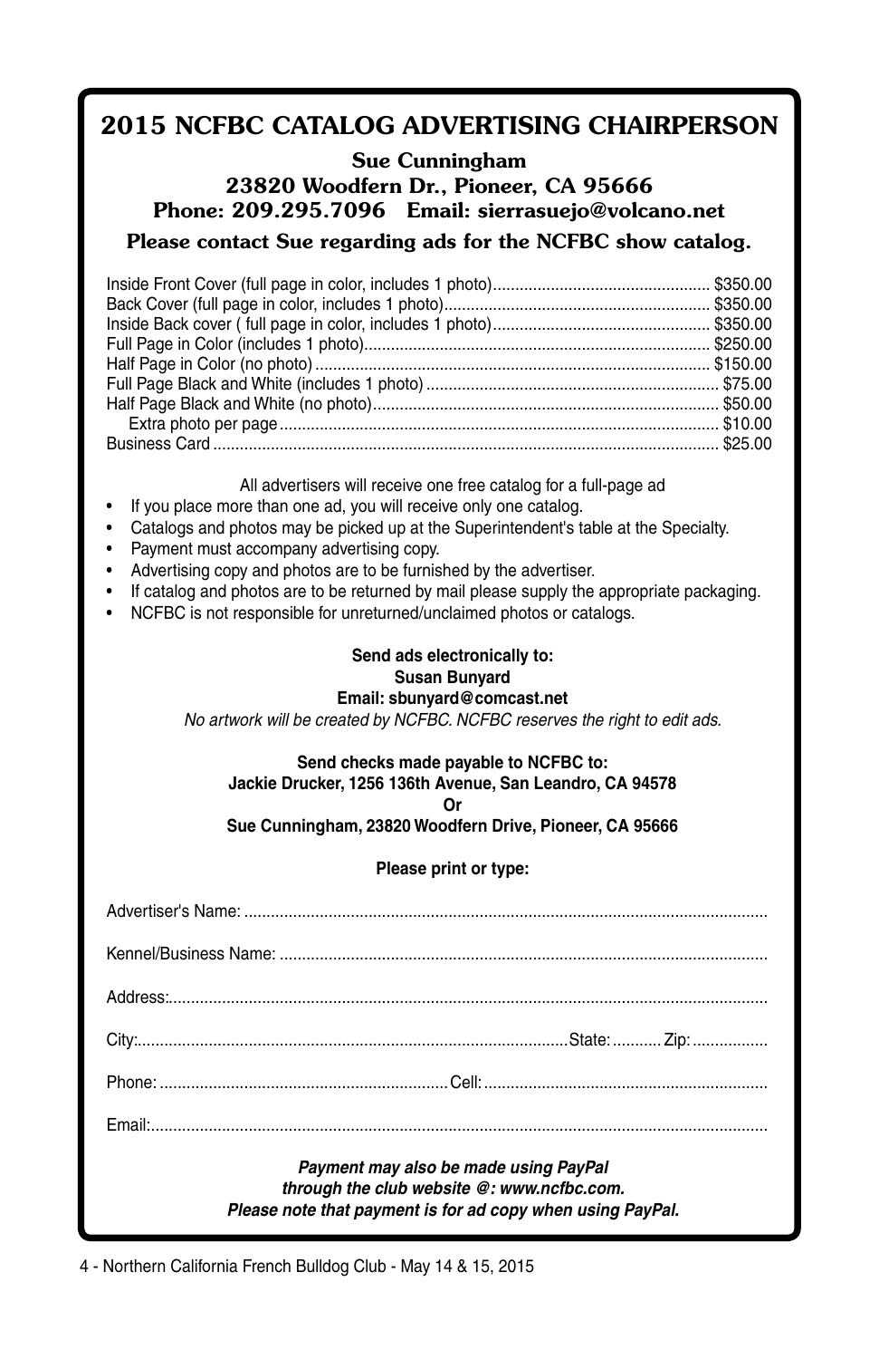# 2015 NCFBC CATALOG ADVERTISING CHAIRPERSON

**Sue Cunningham**
**23820 Woodfern Dr., Pioneer, CA 95666**
**Phone: 209.295.7096 Email: sierrasuejo@volcano.net**

**Please contact Sue regarding ads for the NCFBC show catalog.**

| Ad | Price |
|---|---|
| Inside Front Cover (full page in color, includes 1 photo) | $350.00 |
| Back Cover (full page in color, includes 1 photo) | $350.00 |
| Inside Back cover ( full page in color, includes 1 photo) | $350.00 |
| Full Page in Color (includes 1 photo) | $250.00 |
| Half Page in Color (no photo) | $150.00 |
| Full Page Black and White (includes 1 photo) | $75.00 |
| Half Page Black and White (no photo) | $50.00 |
| Extra photo per page | $10.00 |
| Business Card | $25.00 |

All advertisers will receive one free catalog for a full-page ad

- If you place more than one ad, you will receive only one catalog.
- Catalogs and photos may be picked up at the Superintendent's table at the Specialty.
- Payment must accompany advertising copy.
- Advertising copy and photos are to be furnished by the advertiser.
- If catalog and photos are to be returned by mail please supply the appropriate packaging.
- NCFBC is not responsible for unreturned/unclaimed photos or catalogs.

**Send ads electronically to:**
**Susan Bunyard**
**Email: sbunyard@comcast.net**

*No artwork will be created by NCFBC. NCFBC reserves the right to edit ads.*

**Send checks made payable to NCFBC to:**
**Jackie Drucker, 1256 136th Avenue, San Leandro, CA 94578**
**Or**
**Sue Cunningham, 23820 Woodfern Drive, Pioneer, CA 95666**

**Please print or type:**

Advertiser's Name: ..........................................................................................................

Kennel/Business Name: ..........................................................................................................

Address:..........................................................................................................

City:.................................................................State:...........Zip:.................

Phone: .........................................Cell:.........................................

Email:..........................................................................................................

***Payment may also be made using PayPal***
***through the club website @: www.ncfbc.com.***
***Please note that payment is for ad copy when using PayPal.***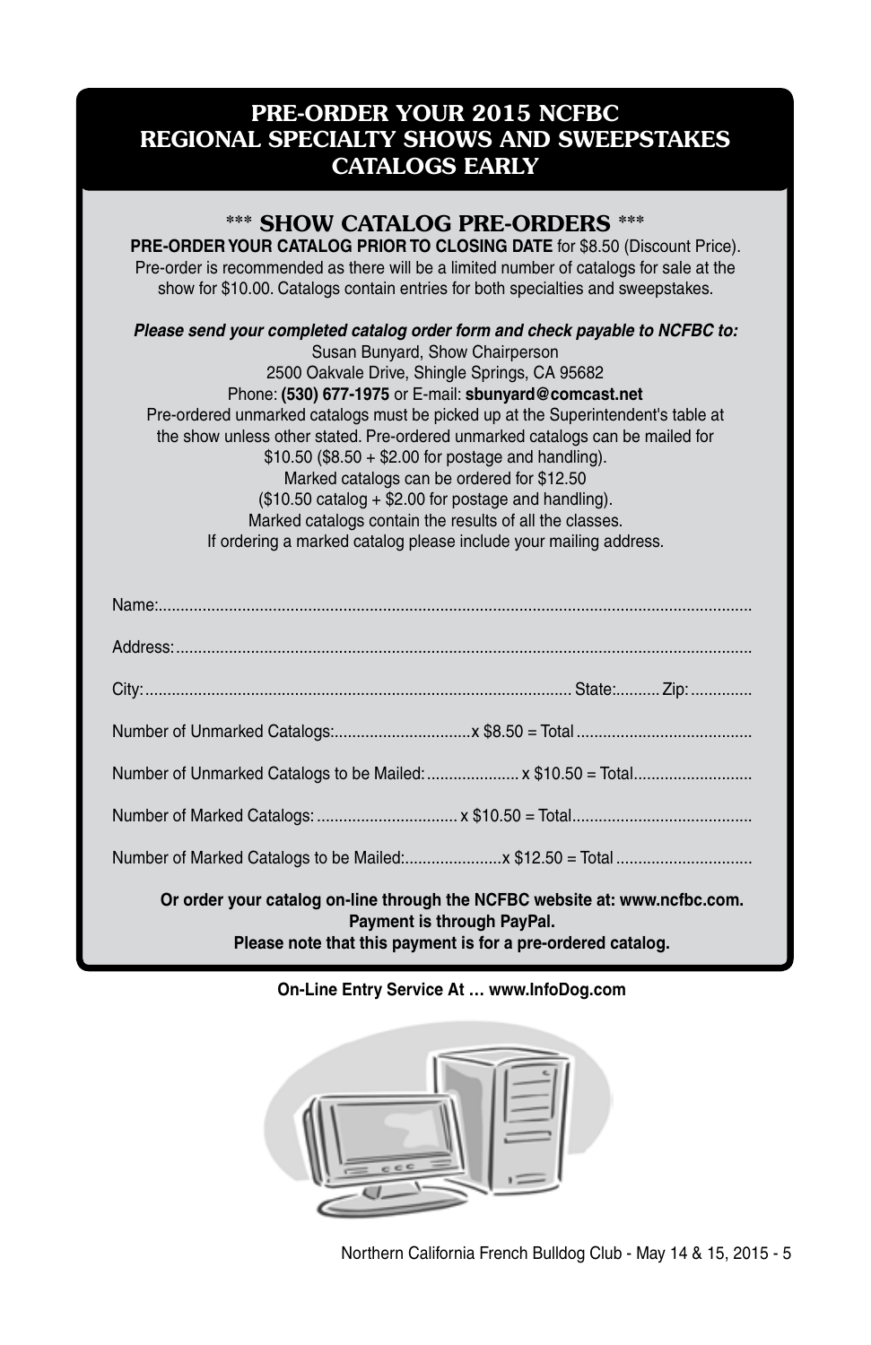# PRE-ORDER YOUR 2015 NCFBC REGIONAL SPECIALTY SHOWS AND SWEEPSTAKES CATALOGS EARLY

## *** SHOW CATALOG PRE-ORDERS ***

**PRE-ORDER YOUR CATALOG PRIOR TO CLOSING DATE** for $8.50 (Discount Price). Pre-order is recommended as there will be a limited number of catalogs for sale at the show for $10.00. Catalogs contain entries for both specialties and sweepstakes.

***Please send your completed catalog order form and check payable to NCFBC to:***

Susan Bunyard, Show Chairperson
2500 Oakvale Drive, Shingle Springs, CA 95682
Phone: **(530) 677-1975** or E-mail: **sbunyard@comcast.net**

Pre-ordered unmarked catalogs must be picked up at the Superintendent's table at the show unless other stated. Pre-ordered unmarked catalogs can be mailed for $10.50 ($8.50 + $2.00 for postage and handling).
Marked catalogs can be ordered for $12.50
($10.50 catalog + $2.00 for postage and handling).
Marked catalogs contain the results of all the classes.
If ordering a marked catalog please include your mailing address.

Name:..........................................................................................................................................

Address:......................................................................................................................................

City:.................................................................................................. State:.......... Zip:..............

Number of Unmarked Catalogs:...............................x $8.50 = Total ........................................

Number of Unmarked Catalogs to be Mailed:..................... x $10.50 = Total...........................

Number of Marked Catalogs: ............................... x $10.50 = Total........................................

Number of Marked Catalogs to be Mailed:......................x $12.50 = Total ...............................

**Or order your catalog on-line through the NCFBC website at: www.ncfbc.com.**
**Payment is through PayPal.**
**Please note that this payment is for a pre-ordered catalog.**

**On-Line Entry Service At … www.InfoDog.com**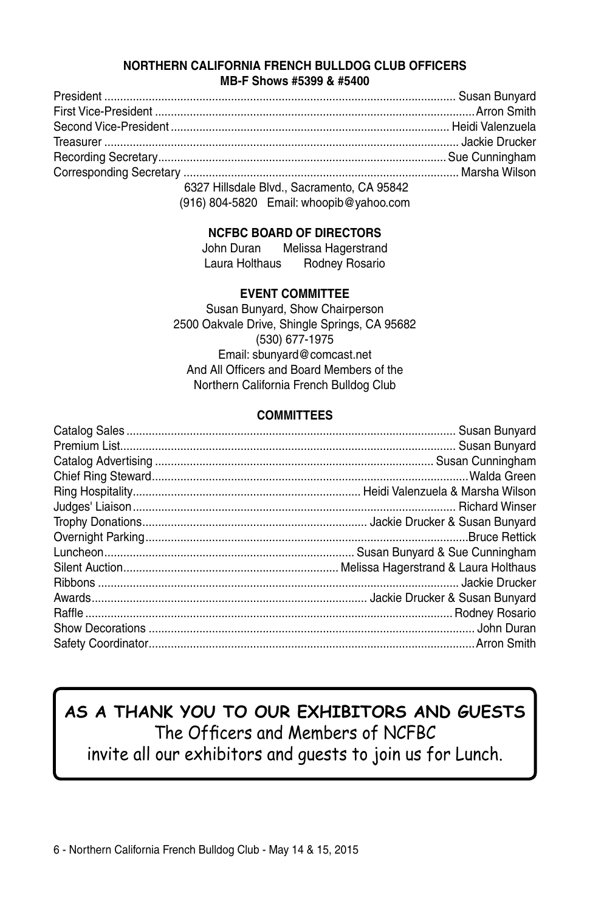## NORTHERN CALIFORNIA FRENCH BULLDOG CLUB OFFICERS

**MB-F Shows #5399 & #5400**

| | |
|---|---|
| President | Susan Bunyard |
| First Vice-President | Arron Smith |
| Second Vice-President | Heidi Valenzuela |
| Treasurer | Jackie Drucker |
| Recording Secretary | Sue Cunningham |
| Corresponding Secretary | Marsha Wilson |

6327 Hillsdale Blvd., Sacramento, CA 95842
(916) 804-5820 Email: whoopib@yahoo.com

## NCFBC BOARD OF DIRECTORS

John Duran Melissa Hagerstrand
Laura Holthaus Rodney Rosario

## EVENT COMMITTEE

Susan Bunyard, Show Chairperson
2500 Oakvale Drive, Shingle Springs, CA 95682
(530) 677-1975
Email: sbunyard@comcast.net
And All Officers and Board Members of the
Northern California French Bulldog Club

## COMMITTEES

| | |
|---|---|
| Catalog Sales | Susan Bunyard |
| Premium List | Susan Bunyard |
| Catalog Advertising | Susan Cunningham |
| Chief Ring Steward | Walda Green |
| Ring Hospitality | Heidi Valenzuela & Marsha Wilson |
| Judges' Liaison | Richard Winser |
| Trophy Donations | Jackie Drucker & Susan Bunyard |
| Overnight Parking | Bruce Rettick |
| Luncheon | Susan Bunyard & Sue Cunningham |
| Silent Auction | Melissa Hagerstrand & Laura Holthaus |
| Ribbons | Jackie Drucker |
| Awards | Jackie Drucker & Susan Bunyard |
| Raffle | Rodney Rosario |
| Show Decorations | John Duran |
| Safety Coordinator | Arron Smith |

**AS A THANK YOU TO OUR EXHIBITORS AND GUESTS**

The Officers and Members of NCFBC
invite all our exhibitors and guests to join us for Lunch.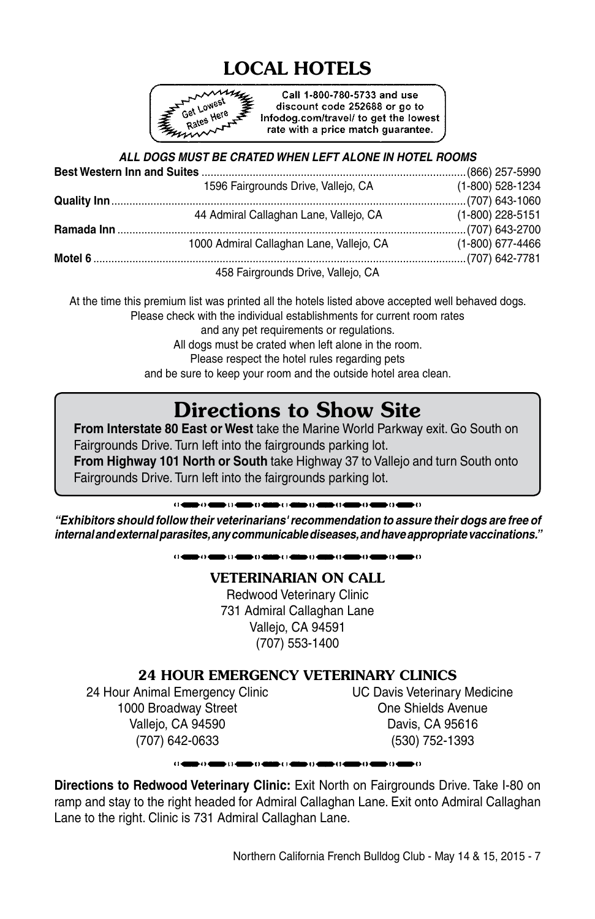# LOCAL HOTELS

Get Lowest Rates Here

Call 1-800-780-5733 and use discount code 252688 or go to Infodog.com/travel/ to get the lowest rate with a price match guarantee.

***ALL DOGS MUST BE CRATED WHEN LEFT ALONE IN HOTEL ROOMS***

**Best Western Inn and Suites** ........ (866) 257-5990
1596 Fairgrounds Drive, Vallejo, CA (1-800) 528-1234

**Quality Inn** ........ (707) 643-1060
44 Admiral Callaghan Lane, Vallejo, CA (1-800) 228-5151

**Ramada Inn** ........ (707) 643-2700
1000 Admiral Callaghan Lane, Vallejo, CA (1-800) 677-4466

**Motel 6** ........ (707) 642-7781
458 Fairgrounds Drive, Vallejo, CA

At the time this premium list was printed all the hotels listed above accepted well behaved dogs.
Please check with the individual establishments for current room rates
and any pet requirements or regulations.
All dogs must be crated when left alone in the room.
Please respect the hotel rules regarding pets
and be sure to keep your room and the outside hotel area clean.

# Directions to Show Site

**From Interstate 80 East or West** take the Marine World Parkway exit. Go South on Fairgrounds Drive. Turn left into the fairgrounds parking lot.
**From Highway 101 North or South** take Highway 37 to Vallejo and turn South onto Fairgrounds Drive. Turn left into the fairgrounds parking lot.

***"Exhibitors should follow their veterinarians' recommendation to assure their dogs are free of internal and external parasites, any communicable diseases, and have appropriate vaccinations."***

## VETERINARIAN ON CALL

Redwood Veterinary Clinic
731 Admiral Callaghan Lane
Vallejo, CA 94591
(707) 553-1400

## 24 HOUR EMERGENCY VETERINARY CLINICS

24 Hour Animal Emergency Clinic
1000 Broadway Street
Vallejo, CA 94590
(707) 642-0633

UC Davis Veterinary Medicine
One Shields Avenue
Davis, CA 95616
(530) 752-1393

**Directions to Redwood Veterinary Clinic:** Exit North on Fairgrounds Drive. Take I-80 on ramp and stay to the right headed for Admiral Callaghan Lane. Exit onto Admiral Callaghan Lane to the right. Clinic is 731 Admiral Callaghan Lane.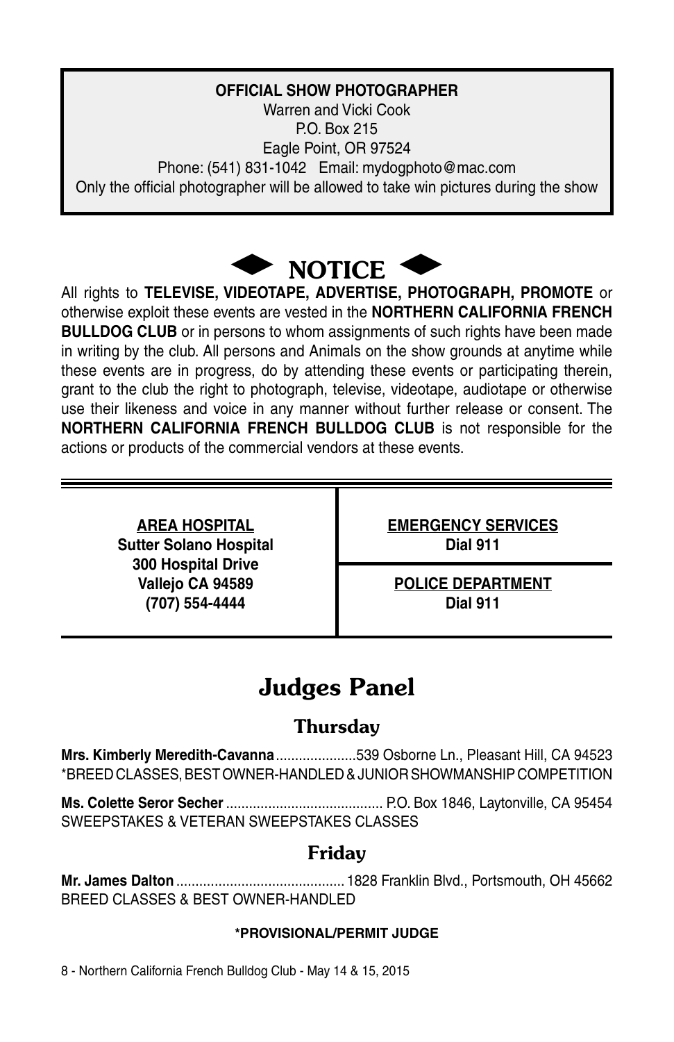**OFFICIAL SHOW PHOTOGRAPHER**
Warren and Vicki Cook
P.O. Box 215
Eagle Point, OR 97524
Phone: (541) 831-1042 Email: mydogphoto@mac.com
Only the official photographer will be allowed to take win pictures during the show

## NOTICE

All rights to **TELEVISE, VIDEOTAPE, ADVERTISE, PHOTOGRAPH, PROMOTE** or otherwise exploit these events are vested in the **NORTHERN CALIFORNIA FRENCH BULLDOG CLUB** or in persons to whom assignments of such rights have been made in writing by the club. All persons and Animals on the show grounds at anytime while these events are in progress, do by attending these events or participating therein, grant to the club the right to photograph, televise, videotape, audiotape or otherwise use their likeness and voice in any manner without further release or consent. The **NORTHERN CALIFORNIA FRENCH BULLDOG CLUB** is not responsible for the actions or products of the commercial vendors at these events.

| **AREA HOSPITAL** | **EMERGENCY SERVICES** |
|---|---|
| **Sutter Solano Hospital**<br>**300 Hospital Drive**<br>**Vallejo CA 94589**<br>**(707) 554-4444** | **Dial 911** |
| | **POLICE DEPARTMENT**<br>**Dial 911** |

# Judges Panel

## Thursday

**Mrs. Kimberly Meredith-Cavanna**.....................539 Osborne Ln., Pleasant Hill, CA 94523
*BREED CLASSES, BEST OWNER-HANDLED & JUNIOR SHOWMANSHIP COMPETITION

**Ms. Colette Seror Secher**......................................... P.O. Box 1846, Laytonville, CA 95454
SWEEPSTAKES & VETERAN SWEEPSTAKES CLASSES

## Friday

**Mr. James Dalton**............................................ 1828 Franklin Blvd., Portsmouth, OH 45662
BREED CLASSES & BEST OWNER-HANDLED

**\*PROVISIONAL/PERMIT JUDGE**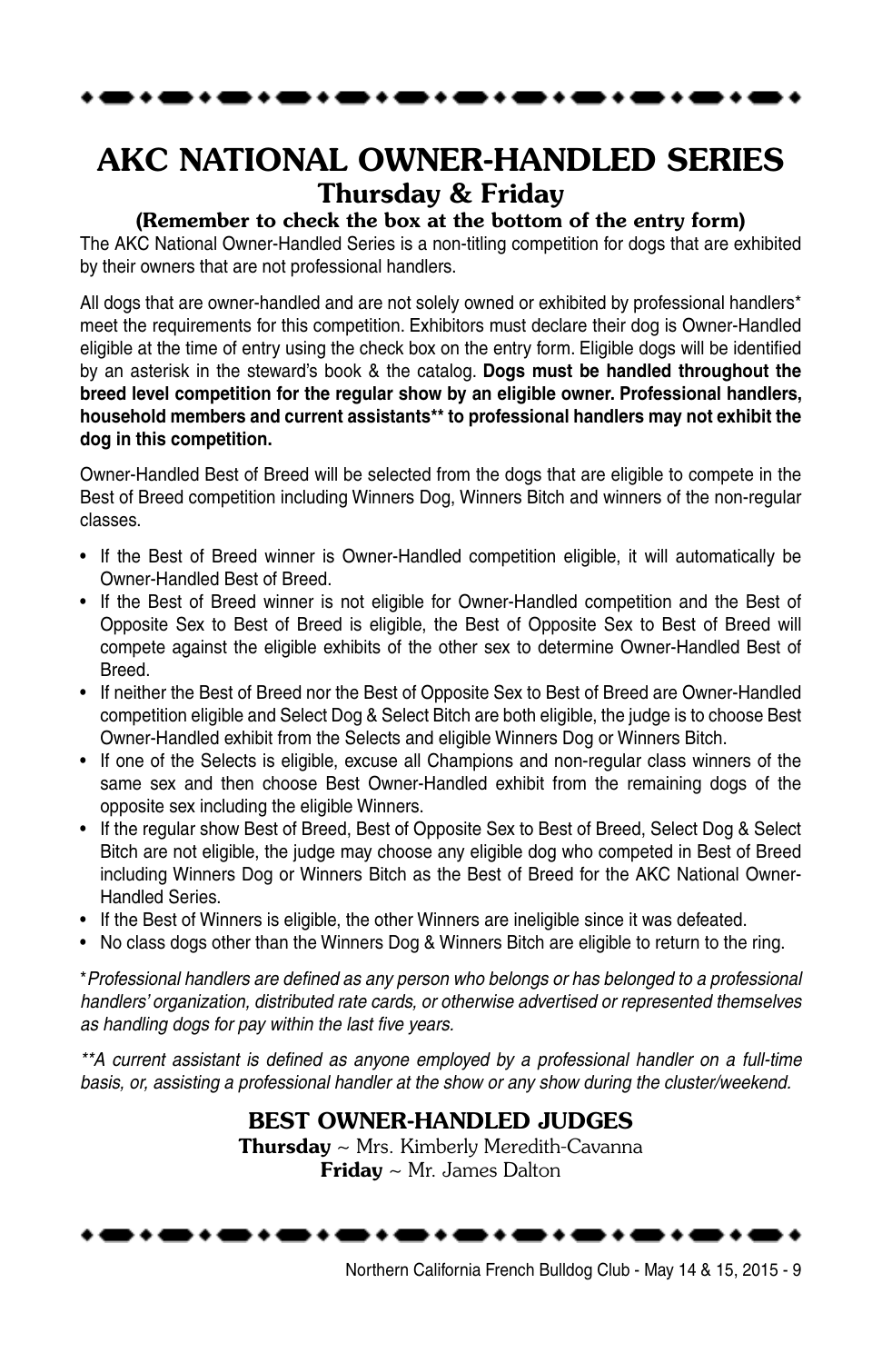# AKC NATIONAL OWNER-HANDLED SERIES

## Thursday & Friday

### (Remember to check the box at the bottom of the entry form)

The AKC National Owner-Handled Series is a non-titling competition for dogs that are exhibited by their owners that are not professional handlers.

All dogs that are owner-handled and are not solely owned or exhibited by professional handlers* meet the requirements for this competition. Exhibitors must declare their dog is Owner-Handled eligible at the time of entry using the check box on the entry form. Eligible dogs will be identified by an asterisk in the steward's book & the catalog. **Dogs must be handled throughout the breed level competition for the regular show by an eligible owner. Professional handlers, household members and current assistants** to professional handlers may not exhibit the dog in this competition.**

Owner-Handled Best of Breed will be selected from the dogs that are eligible to compete in the Best of Breed competition including Winners Dog, Winners Bitch and winners of the non-regular classes.

- If the Best of Breed winner is Owner-Handled competition eligible, it will automatically be Owner-Handled Best of Breed.
- If the Best of Breed winner is not eligible for Owner-Handled competition and the Best of Opposite Sex to Best of Breed is eligible, the Best of Opposite Sex to Best of Breed will compete against the eligible exhibits of the other sex to determine Owner-Handled Best of Breed.
- If neither the Best of Breed nor the Best of Opposite Sex to Best of Breed are Owner-Handled competition eligible and Select Dog & Select Bitch are both eligible, the judge is to choose Best Owner-Handled exhibit from the Selects and eligible Winners Dog or Winners Bitch.
- If one of the Selects is eligible, excuse all Champions and non-regular class winners of the same sex and then choose Best Owner-Handled exhibit from the remaining dogs of the opposite sex including the eligible Winners.
- If the regular show Best of Breed, Best of Opposite Sex to Best of Breed, Select Dog & Select Bitch are not eligible, the judge may choose any eligible dog who competed in Best of Breed including Winners Dog or Winners Bitch as the Best of Breed for the AKC National Owner-Handled Series.
- If the Best of Winners is eligible, the other Winners are ineligible since it was defeated.
- No class dogs other than the Winners Dog & Winners Bitch are eligible to return to the ring.

\**Professional handlers are defined as any person who belongs or has belonged to a professional handlers' organization, distributed rate cards, or otherwise advertised or represented themselves as handling dogs for pay within the last five years.*

*\*\*A current assistant is defined as anyone employed by a professional handler on a full-time basis, or, assisting a professional handler at the show or any show during the cluster/weekend.*

## BEST OWNER-HANDLED JUDGES

**Thursday** ~ Mrs. Kimberly Meredith-Cavanna
**Friday** ~ Mr. James Dalton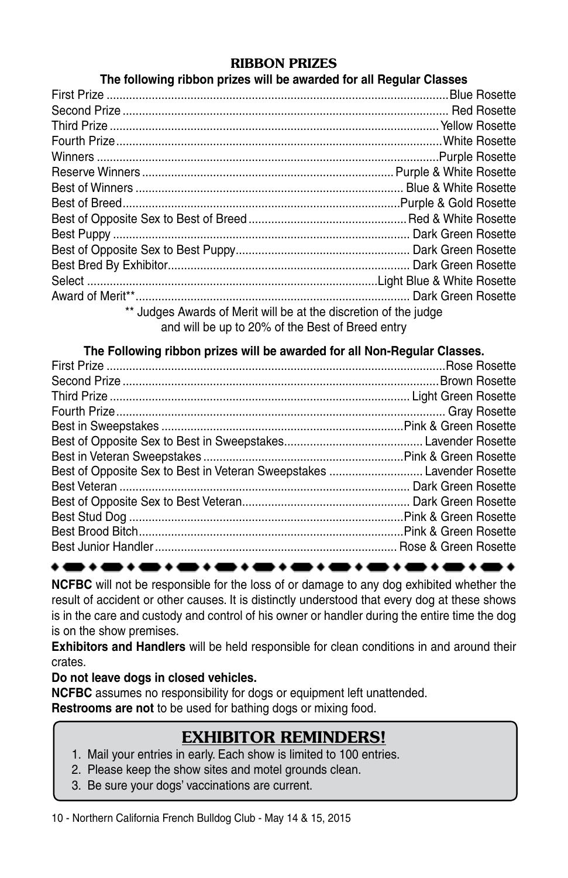## RIBBON PRIZES

**The following ribbon prizes will be awarded for all Regular Classes**

| Prize | Ribbon |
|---|---|
| First Prize | Blue Rosette |
| Second Prize | Red Rosette |
| Third Prize | Yellow Rosette |
| Fourth Prize | White Rosette |
| Winners | Purple Rosette |
| Reserve Winners | Purple & White Rosette |
| Best of Winners | Blue & White Rosette |
| Best of Breed | Purple & Gold Rosette |
| Best of Opposite Sex to Best of Breed | Red & White Rosette |
| Best Puppy | Dark Green Rosette |
| Best of Opposite Sex to Best Puppy | Dark Green Rosette |
| Best Bred By Exhibitor | Dark Green Rosette |
| Select | Light Blue & White Rosette |
| Award of Merit** | Dark Green Rosette |

** Judges Awards of Merit will be at the discretion of the judge and will be up to 20% of the Best of Breed entry

**The Following ribbon prizes will be awarded for all Non-Regular Classes.**

| Prize | Ribbon |
|---|---|
| First Prize | Rose Rosette |
| Second Prize | Brown Rosette |
| Third Prize | Light Green Rosette |
| Fourth Prize | Gray Rosette |
| Best in Sweepstakes | Pink & Green Rosette |
| Best of Opposite Sex to Best in Sweepstakes | Lavender Rosette |
| Best in Veteran Sweepstakes | Pink & Green Rosette |
| Best of Opposite Sex to Best in Veteran Sweepstakes | Lavender Rosette |
| Best Veteran | Dark Green Rosette |
| Best of Opposite Sex to Best Veteran | Dark Green Rosette |
| Best Stud Dog | Pink & Green Rosette |
| Best Brood Bitch | Pink & Green Rosette |
| Best Junior Handler | Rose & Green Rosette |

**NCFBC** will not be responsible for the loss of or damage to any dog exhibited whether the result of accident or other causes. It is distinctly understood that every dog at these shows is in the care and custody and control of his owner or handler during the entire time the dog is on the show premises.

**Exhibitors and Handlers** will be held responsible for clean conditions in and around their crates.

**Do not leave dogs in closed vehicles.**

**NCFBC** assumes no responsibility for dogs or equipment left unattended.

**Restrooms are not** to be used for bathing dogs or mixing food.

## EXHIBITOR REMINDERS!

1. Mail your entries in early. Each show is limited to 100 entries.
2. Please keep the show sites and motel grounds clean.
3. Be sure your dogs' vaccinations are current.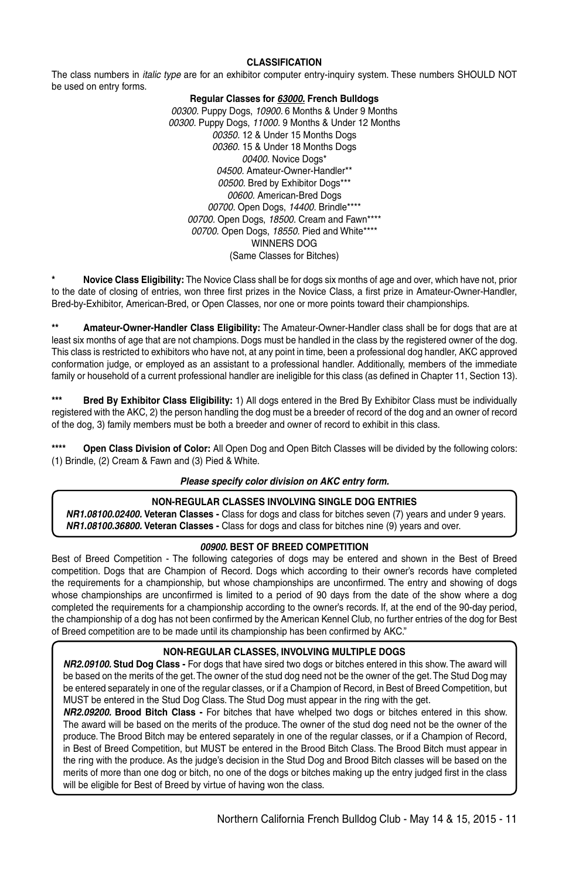## CLASSIFICATION

The class numbers in *italic type* are for an exhibitor computer entry-inquiry system. These numbers SHOULD NOT be used on entry forms.

**Regular Classes for *63000.* French Bulldogs**

*00300.* Puppy Dogs, *10900.* 6 Months & Under 9 Months
*00300.* Puppy Dogs, *11000.* 9 Months & Under 12 Months
*00350.* 12 & Under 15 Months Dogs
*00360.* 15 & Under 18 Months Dogs
*00400.* Novice Dogs*
*04500.* Amateur-Owner-Handler**
*00500.* Bred by Exhibitor Dogs***
*00600.* American-Bred Dogs
*00700.* Open Dogs, *14400.* Brindle****
*00700.* Open Dogs, *18500.* Cream and Fawn****
*00700.* Open Dogs, *18550.* Pied and White****
WINNERS DOG
(Same Classes for Bitches)

\* **Novice Class Eligibility:** The Novice Class shall be for dogs six months of age and over, which have not, prior to the date of closing of entries, won three first prizes in the Novice Class, a first prize in Amateur-Owner-Handler, Bred-by-Exhibitor, American-Bred, or Open Classes, nor one or more points toward their championships.

\** **Amateur-Owner-Handler Class Eligibility:** The Amateur-Owner-Handler class shall be for dogs that are at least six months of age that are not champions. Dogs must be handled in the class by the registered owner of the dog. This class is restricted to exhibitors who have not, at any point in time, been a professional dog handler, AKC approved conformation judge, or employed as an assistant to a professional handler. Additionally, members of the immediate family or household of a current professional handler are ineligible for this class (as defined in Chapter 11, Section 13).

\*** **Bred By Exhibitor Class Eligibility:** 1) All dogs entered in the Bred By Exhibitor Class must be individually registered with the AKC, 2) the person handling the dog must be a breeder of record of the dog and an owner of record of the dog, 3) family members must be both a breeder and owner of record to exhibit in this class.

\**** **Open Class Division of Color:** All Open Dog and Open Bitch Classes will be divided by the following colors: (1) Brindle, (2) Cream & Fawn and (3) Pied & White.

***Please specify color division on AKC entry form.***

### NON-REGULAR CLASSES INVOLVING SINGLE DOG ENTRIES

***NR1.08100.02400.* Veteran Classes -** Class for dogs and class for bitches seven (7) years and under 9 years.
***NR1.08100.36800.* Veteran Classes -** Class for dogs and class for bitches nine (9) years and over.

### *00900.* BEST OF BREED COMPETITION

Best of Breed Competition - The following categories of dogs may be entered and shown in the Best of Breed competition. Dogs that are Champion of Record. Dogs which according to their owner's records have completed the requirements for a championship, but whose championships are unconfirmed. The entry and showing of dogs whose championships are unconfirmed is limited to a period of 90 days from the date of the show where a dog completed the requirements for a championship according to the owner's records. If, at the end of the 90-day period, the championship of a dog has not been confirmed by the American Kennel Club, no further entries of the dog for Best of Breed competition are to be made until its championship has been confirmed by AKC."

### NON-REGULAR CLASSES, INVOLVING MULTIPLE DOGS

***NR2.09100.* Stud Dog Class -** For dogs that have sired two dogs or bitches entered in this show. The award will be based on the merits of the get. The owner of the stud dog need not be the owner of the get. The Stud Dog may be entered separately in one of the regular classes, or if a Champion of Record, in Best of Breed Competition, but MUST be entered in the Stud Dog Class. The Stud Dog must appear in the ring with the get.

***NR2.09200.* Brood Bitch Class -** For bitches that have whelped two dogs or bitches entered in this show. The award will be based on the merits of the produce. The owner of the stud dog need not be the owner of the produce. The Brood Bitch may be entered separately in one of the regular classes, or if a Champion of Record, in Best of Breed Competition, but MUST be entered in the Brood Bitch Class. The Brood Bitch must appear in the ring with the produce. As the judge's decision in the Stud Dog and Brood Bitch classes will be based on the merits of more than one dog or bitch, no one of the dogs or bitches making up the entry judged first in the class will be eligible for Best of Breed by virtue of having won the class.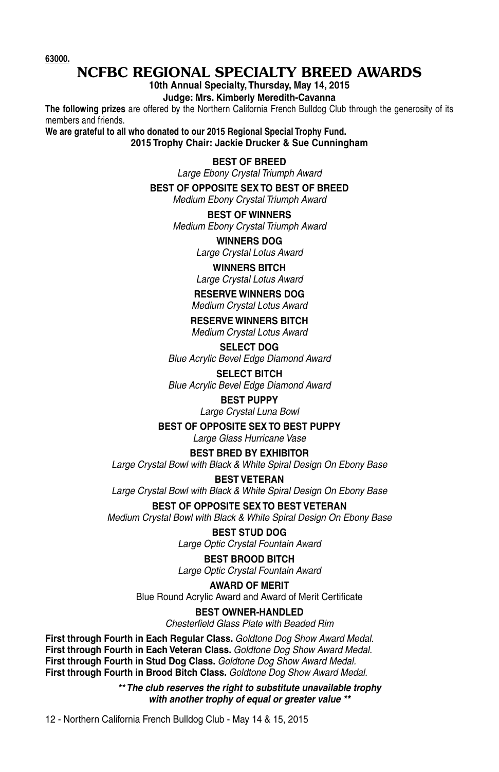**63000.**

# NCFBC REGIONAL SPECIALTY BREED AWARDS

**10th Annual Specialty, Thursday, May 14, 2015**

**Judge: Mrs. Kimberly Meredith-Cavanna**

**The following prizes** are offered by the Northern California French Bulldog Club through the generosity of its members and friends.

**We are grateful to all who donated to our 2015 Regional Special Trophy Fund.**

**2015 Trophy Chair: Jackie Drucker & Sue Cunningham**

**BEST OF BREED**
*Large Ebony Crystal Triumph Award*

**BEST OF OPPOSITE SEX TO BEST OF BREED**
*Medium Ebony Crystal Triumph Award*

**BEST OF WINNERS**
*Medium Ebony Crystal Triumph Award*

**WINNERS DOG**
*Large Crystal Lotus Award*

**WINNERS BITCH**
*Large Crystal Lotus Award*

**RESERVE WINNERS DOG**
*Medium Crystal Lotus Award*

**RESERVE WINNERS BITCH**
*Medium Crystal Lotus Award*

**SELECT DOG**
*Blue Acrylic Bevel Edge Diamond Award*

**SELECT BITCH**
*Blue Acrylic Bevel Edge Diamond Award*

**BEST PUPPY**
*Large Crystal Luna Bowl*

**BEST OF OPPOSITE SEX TO BEST PUPPY**
*Large Glass Hurricane Vase*

**BEST BRED BY EXHIBITOR**
*Large Crystal Bowl with Black & White Spiral Design On Ebony Base*

**BEST VETERAN**
*Large Crystal Bowl with Black & White Spiral Design On Ebony Base*

**BEST OF OPPOSITE SEX TO BEST VETERAN**
*Medium Crystal Bowl with Black & White Spiral Design On Ebony Base*

**BEST STUD DOG**
*Large Optic Crystal Fountain Award*

**BEST BROOD BITCH**
*Large Optic Crystal Fountain Award*

**AWARD OF MERIT**
Blue Round Acrylic Award and Award of Merit Certificate

**BEST OWNER-HANDLED**
*Chesterfield Glass Plate with Beaded Rim*

**First through Fourth in Each Regular Class.** *Goldtone Dog Show Award Medal.*
**First through Fourth in Each Veteran Class.** *Goldtone Dog Show Award Medal.*
**First through Fourth in Stud Dog Class.** *Goldtone Dog Show Award Medal.*
**First through Fourth in Brood Bitch Class.** *Goldtone Dog Show Award Medal.*

***\*\* The club reserves the right to substitute unavailable trophy with another trophy of equal or greater value \*\****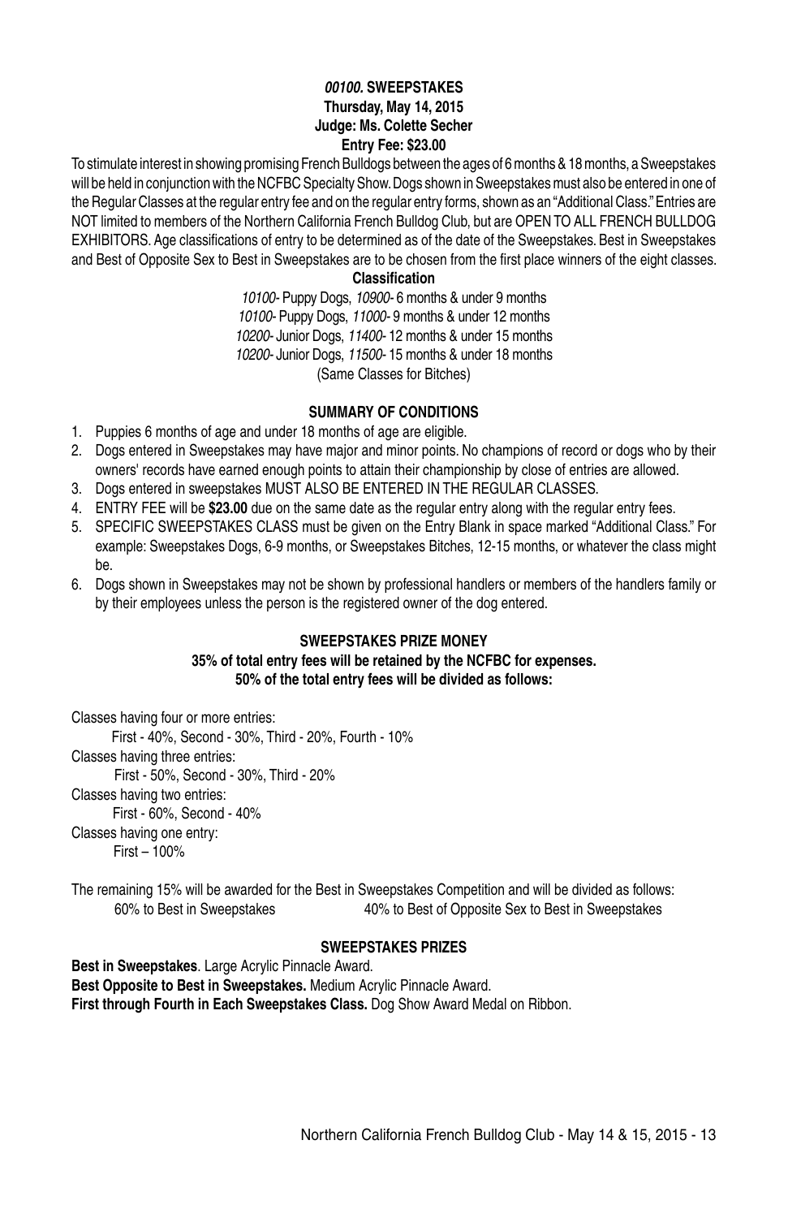## *00100.* SWEEPSTAKES

**Thursday, May 14, 2015**
**Judge: Ms. Colette Secher**
**Entry Fee: $23.00**

To stimulate interest in showing promising French Bulldogs between the ages of 6 months & 18 months, a Sweepstakes will be held in conjunction with the NCFBC Specialty Show. Dogs shown in Sweepstakes must also be entered in one of the Regular Classes at the regular entry fee and on the regular entry forms, shown as an "Additional Class." Entries are NOT limited to members of the Northern California French Bulldog Club, but are OPEN TO ALL FRENCH BULLDOG EXHIBITORS. Age classifications of entry to be determined as of the date of the Sweepstakes. Best in Sweepstakes and Best of Opposite Sex to Best in Sweepstakes are to be chosen from the first place winners of the eight classes.

### Classification

*10100*- Puppy Dogs, *10900*- 6 months & under 9 months
*10100*- Puppy Dogs, *11000*- 9 months & under 12 months
*10200*- Junior Dogs, *11400*- 12 months & under 15 months
*10200*- Junior Dogs, *11500*- 15 months & under 18 months
(Same Classes for Bitches)

### SUMMARY OF CONDITIONS

1. Puppies 6 months of age and under 18 months of age are eligible.
2. Dogs entered in Sweepstakes may have major and minor points. No champions of record or dogs who by their owners' records have earned enough points to attain their championship by close of entries are allowed.
3. Dogs entered in sweepstakes MUST ALSO BE ENTERED IN THE REGULAR CLASSES.
4. ENTRY FEE will be **$23.00** due on the same date as the regular entry along with the regular entry fees.
5. SPECIFIC SWEEPSTAKES CLASS must be given on the Entry Blank in space marked "Additional Class." For example: Sweepstakes Dogs, 6-9 months, or Sweepstakes Bitches, 12-15 months, or whatever the class might be.
6. Dogs shown in Sweepstakes may not be shown by professional handlers or members of the handlers family or by their employees unless the person is the registered owner of the dog entered.

### SWEEPSTAKES PRIZE MONEY

**35% of total entry fees will be retained by the NCFBC for expenses.**
**50% of the total entry fees will be divided as follows:**

Classes having four or more entries:
First - 40%, Second - 30%, Third - 20%, Fourth - 10%

Classes having three entries:
First - 50%, Second - 30%, Third - 20%

Classes having two entries:
First - 60%, Second - 40%

Classes having one entry:
First – 100%

The remaining 15% will be awarded for the Best in Sweepstakes Competition and will be divided as follows:
60% to Best in Sweepstakes    40% to Best of Opposite Sex to Best in Sweepstakes

### SWEEPSTAKES PRIZES

**Best in Sweepstakes**. Large Acrylic Pinnacle Award.
**Best Opposite to Best in Sweepstakes.** Medium Acrylic Pinnacle Award.
**First through Fourth in Each Sweepstakes Class.** Dog Show Award Medal on Ribbon.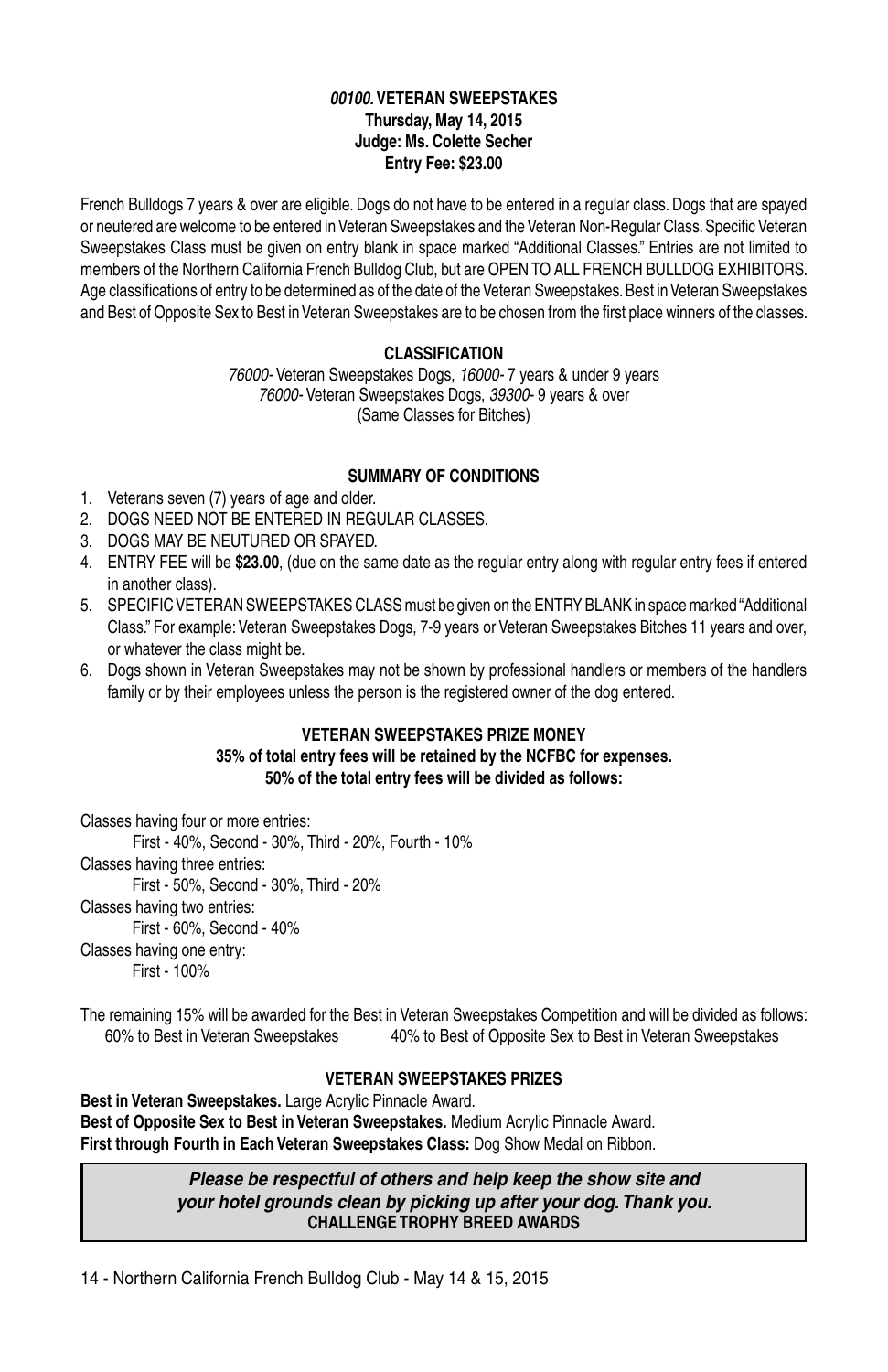### *00100.* VETERAN SWEEPSTAKES

**Thursday, May 14, 2015**
**Judge: Ms. Colette Secher**
**Entry Fee: $23.00**

French Bulldogs 7 years & over are eligible. Dogs do not have to be entered in a regular class. Dogs that are spayed or neutered are welcome to be entered in Veteran Sweepstakes and the Veteran Non-Regular Class. Specific Veteran Sweepstakes Class must be given on entry blank in space marked "Additional Classes." Entries are not limited to members of the Northern California French Bulldog Club, but are OPEN TO ALL FRENCH BULLDOG EXHIBITORS. Age classifications of entry to be determined as of the date of the Veteran Sweepstakes. Best in Veteran Sweepstakes and Best of Opposite Sex to Best in Veteran Sweepstakes are to be chosen from the first place winners of the classes.

#### CLASSIFICATION

*76000*- Veteran Sweepstakes Dogs, *16000*- 7 years & under 9 years
*76000*- Veteran Sweepstakes Dogs, *39300*- 9 years & over
(Same Classes for Bitches)

#### SUMMARY OF CONDITIONS

1. Veterans seven (7) years of age and older.
2. DOGS NEED NOT BE ENTERED IN REGULAR CLASSES.
3. DOGS MAY BE NEUTURED OR SPAYED.
4. ENTRY FEE will be **$23.00**, (due on the same date as the regular entry along with regular entry fees if entered in another class).
5. SPECIFIC VETERAN SWEEPSTAKES CLASS must be given on the ENTRY BLANK in space marked "Additional Class." For example: Veteran Sweepstakes Dogs, 7-9 years or Veteran Sweepstakes Bitches 11 years and over, or whatever the class might be.
6. Dogs shown in Veteran Sweepstakes may not be shown by professional handlers or members of the handlers family or by their employees unless the person is the registered owner of the dog entered.

#### VETERAN SWEEPSTAKES PRIZE MONEY

**35% of total entry fees will be retained by the NCFBC for expenses.**
**50% of the total entry fees will be divided as follows:**

Classes having four or more entries:
First - 40%, Second - 30%, Third - 20%, Fourth - 10%

Classes having three entries:
First - 50%, Second - 30%, Third - 20%

Classes having two entries:
First - 60%, Second - 40%

Classes having one entry:
First - 100%

The remaining 15% will be awarded for the Best in Veteran Sweepstakes Competition and will be divided as follows:
60% to Best in Veteran Sweepstakes 40% to Best of Opposite Sex to Best in Veteran Sweepstakes

#### VETERAN SWEEPSTAKES PRIZES

**Best in Veteran Sweepstakes.** Large Acrylic Pinnacle Award.
**Best of Opposite Sex to Best in Veteran Sweepstakes.** Medium Acrylic Pinnacle Award.
**First through Fourth in Each Veteran Sweepstakes Class:** Dog Show Medal on Ribbon.

***Please be respectful of others and help keep the show site and your hotel grounds clean by picking up after your dog. Thank you.***
**CHALLENGE TROPHY BREED AWARDS**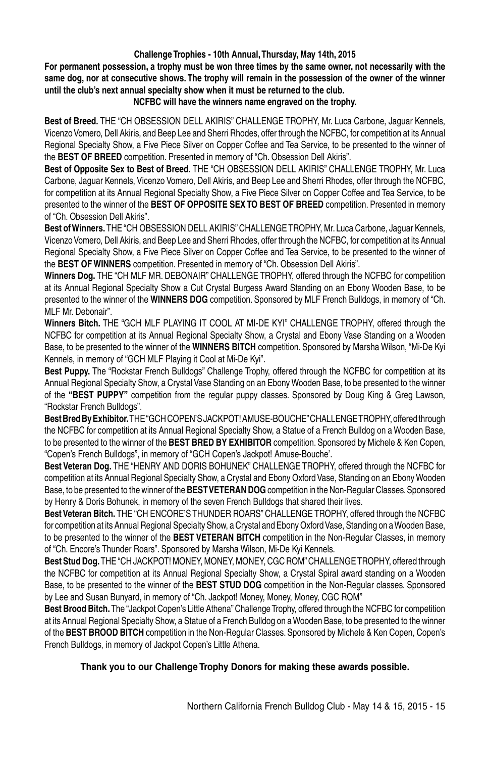**Challenge Trophies - 10th Annual, Thursday, May 14th, 2015**

**For permanent possession, a trophy must be won three times by the same owner, not necessarily with the same dog, nor at consecutive shows. The trophy will remain in the possession of the owner of the winner until the club's next annual specialty show when it must be returned to the club.**

**NCFBC will have the winners name engraved on the trophy.**

**Best of Breed.** THE "CH OBSESSION DELL AKIRIS" CHALLENGE TROPHY, Mr. Luca Carbone, Jaguar Kennels, Vicenzo Vomero, Dell Akiris, and Beep Lee and Sherri Rhodes, offer through the NCFBC, for competition at its Annual Regional Specialty Show, a Five Piece Silver on Copper Coffee and Tea Service, to be presented to the winner of the **BEST OF BREED** competition. Presented in memory of "Ch. Obsession Dell Akiris".

**Best of Opposite Sex to Best of Breed.** THE "CH OBSESSION DELL AKIRIS" CHALLENGE TROPHY, Mr. Luca Carbone, Jaguar Kennels, Vicenzo Vomero, Dell Akiris, and Beep Lee and Sherri Rhodes, offer through the NCFBC, for competition at its Annual Regional Specialty Show, a Five Piece Silver on Copper Coffee and Tea Service, to be presented to the winner of the **BEST OF OPPOSITE SEX TO BEST OF BREED** competition. Presented in memory of "Ch. Obsession Dell Akiris".

**Best of Winners.** THE "CH OBSESSION DELL AKIRIS" CHALLENGE TROPHY, Mr. Luca Carbone, Jaguar Kennels, Vicenzo Vomero, Dell Akiris, and Beep Lee and Sherri Rhodes, offer through the NCFBC, for competition at its Annual Regional Specialty Show, a Five Piece Silver on Copper Coffee and Tea Service, to be presented to the winner of the **BEST OF WINNERS** competition. Presented in memory of "Ch. Obsession Dell Akiris".

**Winners Dog.** THE "CH MLF MR. DEBONAIR" CHALLENGE TROPHY, offered through the NCFBC for competition at its Annual Regional Specialty Show a Cut Crystal Burgess Award Standing on an Ebony Wooden Base, to be presented to the winner of the **WINNERS DOG** competition. Sponsored by MLF French Bulldogs, in memory of "Ch. MLF Mr. Debonair".

**Winners Bitch.** THE "GCH MLF PLAYING IT COOL AT MI-DE KYI" CHALLENGE TROPHY, offered through the NCFBC for competition at its Annual Regional Specialty Show, a Crystal and Ebony Vase Standing on a Wooden Base, to be presented to the winner of the **WINNERS BITCH** competition. Sponsored by Marsha Wilson, "Mi-De Kyi Kennels, in memory of "GCH MLF Playing it Cool at Mi-De Kyi".

**Best Puppy.** The "Rockstar French Bulldogs" Challenge Trophy, offered through the NCFBC for competition at its Annual Regional Specialty Show, a Crystal Vase Standing on an Ebony Wooden Base, to be presented to the winner of the **"BEST PUPPY"** competition from the regular puppy classes. Sponsored by Doug King & Greg Lawson, "Rockstar French Bulldogs".

**Best Bred By Exhibitor.** THE "GCH COPEN'S JACKPOT! AMUSE-BOUCHE" CHALLENGE TROPHY, offered through the NCFBC for competition at its Annual Regional Specialty Show, a Statue of a French Bulldog on a Wooden Base, to be presented to the winner of the **BEST BRED BY EXHIBITOR** competition. Sponsored by Michele & Ken Copen, "Copen's French Bulldogs", in memory of "GCH Copen's Jackpot! Amuse-Bouche'.

**Best Veteran Dog.** THE "HENRY AND DORIS BOHUNEK" CHALLENGE TROPHY, offered through the NCFBC for competition at its Annual Regional Specialty Show, a Crystal and Ebony Oxford Vase, Standing on an Ebony Wooden Base, to be presented to the winner of the **BEST VETERAN DOG** competition in the Non-Regular Classes. Sponsored by Henry & Doris Bohunek, in memory of the seven French Bulldogs that shared their lives.

**Best Veteran Bitch.** THE "CH ENCORE'S THUNDER ROARS" CHALLENGE TROPHY, offered through the NCFBC for competition at its Annual Regional Specialty Show, a Crystal and Ebony Oxford Vase, Standing on a Wooden Base, to be presented to the winner of the **BEST VETERAN BITCH** competition in the Non-Regular Classes, in memory of "Ch. Encore's Thunder Roars". Sponsored by Marsha Wilson, Mi-De Kyi Kennels.

**Best Stud Dog.** THE "CH JACKPOT! MONEY, MONEY, MONEY, CGC ROM" CHALLENGE TROPHY, offered through the NCFBC for competition at its Annual Regional Specialty Show, a Crystal Spiral award standing on a Wooden Base, to be presented to the winner of the **BEST STUD DOG** competition in the Non-Regular classes. Sponsored by Lee and Susan Bunyard, in memory of "Ch. Jackpot! Money, Money, Money, CGC ROM"

**Best Brood Bitch.** The "Jackpot Copen's Little Athena" Challenge Trophy, offered through the NCFBC for competition at its Annual Regional Specialty Show, a Statue of a French Bulldog on a Wooden Base, to be presented to the winner of the **BEST BROOD BITCH** competition in the Non-Regular Classes. Sponsored by Michele & Ken Copen, Copen's French Bulldogs, in memory of Jackpot Copen's Little Athena.

**Thank you to our Challenge Trophy Donors for making these awards possible.**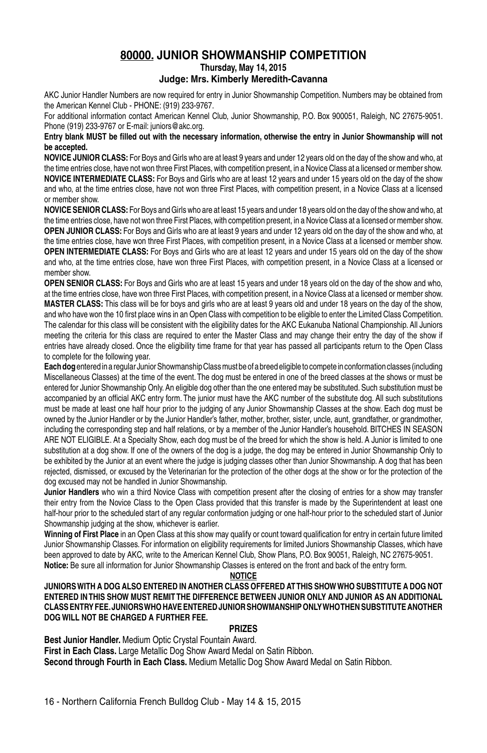# 80000. JUNIOR SHOWMANSHIP COMPETITION

**Thursday, May 14, 2015**

**Judge: Mrs. Kimberly Meredith-Cavanna**

AKC Junior Handler Numbers are now required for entry in Junior Showmanship Competition. Numbers may be obtained from the American Kennel Club - PHONE: (919) 233-9767.

For additional information contact American Kennel Club, Junior Showmanship, P.O. Box 900051, Raleigh, NC 27675-9051. Phone (919) 233-9767 or E-mail: juniors@akc.org.

**Entry blank MUST be filled out with the necessary information, otherwise the entry in Junior Showmanship will not be accepted.**

**NOVICE JUNIOR CLASS:** For Boys and Girls who are at least 9 years and under 12 years old on the day of the show and who, at the time entries close, have not won three First Places, with competition present, in a Novice Class at a licensed or member show.

**NOVICE INTERMEDIATE CLASS:** For Boys and Girls who are at least 12 years and under 15 years old on the day of the show and who, at the time entries close, have not won three First Places, with competition present, in a Novice Class at a licensed or member show.

**NOVICE SENIOR CLASS:** For Boys and Girls who are at least 15 years and under 18 years old on the day of the show and who, at the time entries close, have not won three First Places, with competition present, in a Novice Class at a licensed or member show.

**OPEN JUNIOR CLASS:** For Boys and Girls who are at least 9 years and under 12 years old on the day of the show and who, at the time entries close, have won three First Places, with competition present, in a Novice Class at a licensed or member show.

**OPEN INTERMEDIATE CLASS:** For Boys and Girls who are at least 12 years and under 15 years old on the day of the show and who, at the time entries close, have won three First Places, with competition present, in a Novice Class at a licensed or member show.

**OPEN SENIOR CLASS:** For Boys and Girls who are at least 15 years and under 18 years old on the day of the show and who, at the time entries close, have won three First Places, with competition present, in a Novice Class at a licensed or member show.

**MASTER CLASS:** This class will be for boys and girls who are at least 9 years old and under 18 years on the day of the show, and who have won the 10 first place wins in an Open Class with competition to be eligible to enter the Limited Class Competition. The calendar for this class will be consistent with the eligibility dates for the AKC Eukanuba National Championship. All Juniors meeting the criteria for this class are required to enter the Master Class and may change their entry the day of the show if entries have already closed. Once the eligibility time frame for that year has passed all participants return to the Open Class to complete for the following year.

**Each dog** entered in a regular Junior Showmanship Class must be of a breed eligible to compete in conformation classes (including Miscellaneous Classes) at the time of the event. The dog must be entered in one of the breed classes at the shows or must be entered for Junior Showmanship Only. An eligible dog other than the one entered may be substituted. Such substitution must be accompanied by an official AKC entry form. The junior must have the AKC number of the substitute dog. All such substitutions must be made at least one half hour prior to the judging of any Junior Showmanship Classes at the show. Each dog must be owned by the Junior Handler or by the Junior Handler's father, mother, brother, sister, uncle, aunt, grandfather, or grandmother, including the corresponding step and half relations, or by a member of the Junior Handler's household. BITCHES IN SEASON ARE NOT ELIGIBLE. At a Specialty Show, each dog must be of the breed for which the show is held. A Junior is limited to one substitution at a dog show. If one of the owners of the dog is a judge, the dog may be entered in Junior Showmanship Only to be exhibited by the Junior at an event where the judge is judging classes other than Junior Showmanship. A dog that has been rejected, dismissed, or excused by the Veterinarian for the protection of the other dogs at the show or for the protection of the dog excused may not be handled in Junior Showmanship.

**Junior Handlers** who win a third Novice Class with competition present after the closing of entries for a show may transfer their entry from the Novice Class to the Open Class provided that this transfer is made by the Superintendent at least one half-hour prior to the scheduled start of any regular conformation judging or one half-hour prior to the scheduled start of Junior Showmanship judging at the show, whichever is earlier.

**Winning of First Place** in an Open Class at this show may qualify or count toward qualification for entry in certain future limited Junior Showmanship Classes. For information on eligibility requirements for limited Juniors Showmanship Classes, which have been approved to date by AKC, write to the American Kennel Club, Show Plans, P.O. Box 90051, Raleigh, NC 27675-9051.

**Notice:** Be sure all information for Junior Showmanship Classes is entered on the front and back of the entry form.

**NOTICE**

**JUNIORS WITH A DOG ALSO ENTERED IN ANOTHER CLASS OFFERED AT THIS SHOW WHO SUBSTITUTE A DOG NOT ENTERED IN THIS SHOW MUST REMIT THE DIFFERENCE BETWEEN JUNIOR ONLY AND JUNIOR AS AN ADDITIONAL CLASS ENTRY FEE. JUNIORS WHO HAVE ENTERED JUNIOR SHOWMANSHIP ONLY WHO THEN SUBSTITUTE ANOTHER DOG WILL NOT BE CHARGED A FURTHER FEE.**

**PRIZES**

**Best Junior Handler.** Medium Optic Crystal Fountain Award.

**First in Each Class.** Large Metallic Dog Show Award Medal on Satin Ribbon.

**Second through Fourth in Each Class.** Medium Metallic Dog Show Award Medal on Satin Ribbon.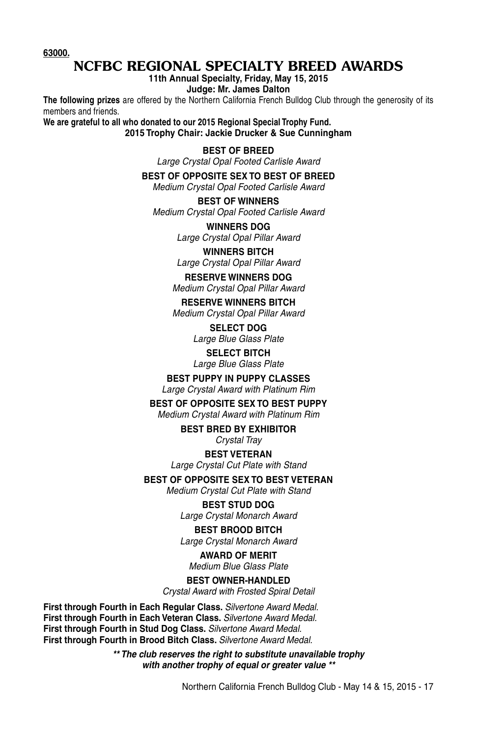**63000.**

# NCFBC REGIONAL SPECIALTY BREED AWARDS

**11th Annual Specialty, Friday, May 15, 2015**

**Judge: Mr. James Dalton**

**The following prizes** are offered by the Northern California French Bulldog Club through the generosity of its members and friends.

**We are grateful to all who donated to our 2015 Regional Special Trophy Fund.**

**2015 Trophy Chair: Jackie Drucker & Sue Cunningham**

**BEST OF BREED**
*Large Crystal Opal Footed Carlisle Award*

**BEST OF OPPOSITE SEX TO BEST OF BREED**
*Medium Crystal Opal Footed Carlisle Award*

**BEST OF WINNERS**
*Medium Crystal Opal Footed Carlisle Award*

**WINNERS DOG**
*Large Crystal Opal Pillar Award*

**WINNERS BITCH**
*Large Crystal Opal Pillar Award*

**RESERVE WINNERS DOG**
*Medium Crystal Opal Pillar Award*

**RESERVE WINNERS BITCH**
*Medium Crystal Opal Pillar Award*

**SELECT DOG**
*Large Blue Glass Plate*

**SELECT BITCH**
*Large Blue Glass Plate*

**BEST PUPPY IN PUPPY CLASSES**
*Large Crystal Award with Platinum Rim*

**BEST OF OPPOSITE SEX TO BEST PUPPY**
*Medium Crystal Award with Platinum Rim*

**BEST BRED BY EXHIBITOR**
*Crystal Tray*

**BEST VETERAN**
*Large Crystal Cut Plate with Stand*

**BEST OF OPPOSITE SEX TO BEST VETERAN**
*Medium Crystal Cut Plate with Stand*

**BEST STUD DOG**
*Large Crystal Monarch Award*

**BEST BROOD BITCH**
*Large Crystal Monarch Award*

**AWARD OF MERIT**
*Medium Blue Glass Plate*

**BEST OWNER-HANDLED**
*Crystal Award with Frosted Spiral Detail*

**First through Fourth in Each Regular Class.** *Silvertone Award Medal.*
**First through Fourth in Each Veteran Class.** *Silvertone Award Medal.*
**First through Fourth in Stud Dog Class.** *Silvertone Award Medal.*
**First through Fourth in Brood Bitch Class.** *Silvertone Award Medal.*

***\*\* The club reserves the right to substitute unavailable trophy with another trophy of equal or greater value \*\****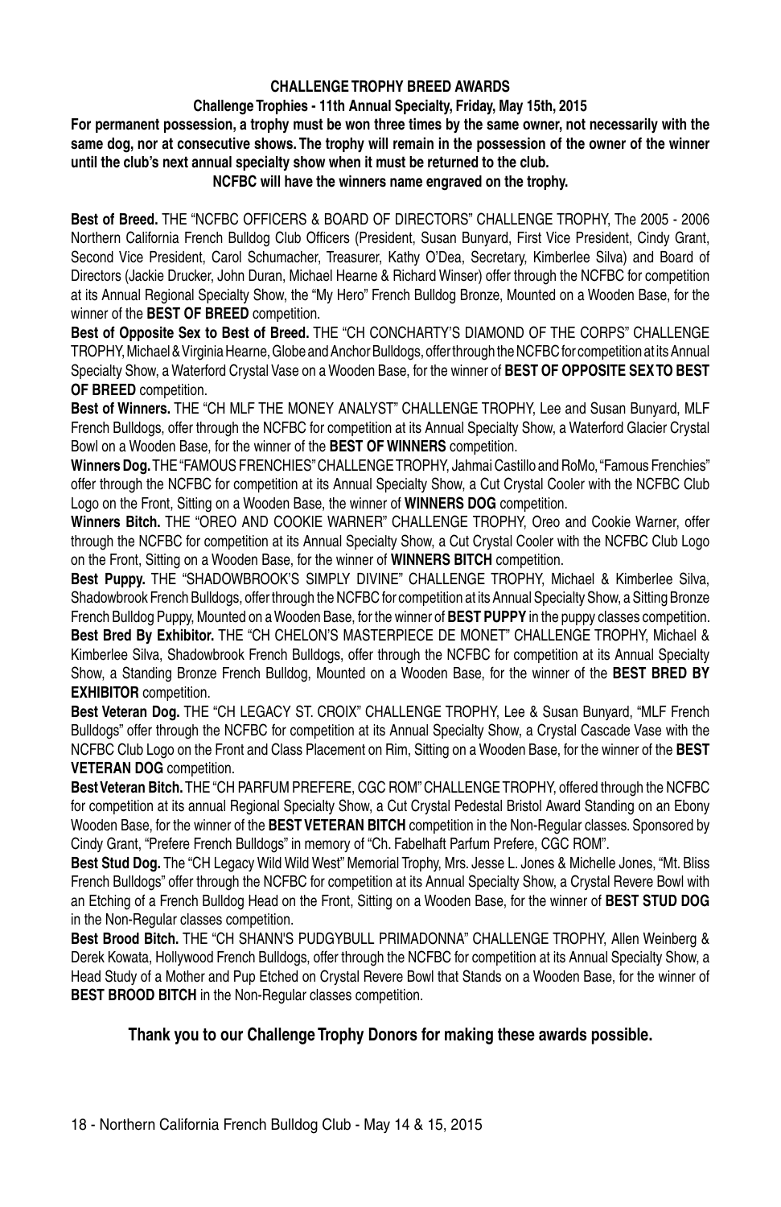# CHALLENGE TROPHY BREED AWARDS

**Challenge Trophies - 11th Annual Specialty, Friday, May 15th, 2015**

**For permanent possession, a trophy must be won three times by the same owner, not necessarily with the same dog, nor at consecutive shows. The trophy will remain in the possession of the owner of the winner until the club's next annual specialty show when it must be returned to the club.**

**NCFBC will have the winners name engraved on the trophy.**

**Best of Breed.** THE "NCFBC OFFICERS & BOARD OF DIRECTORS" CHALLENGE TROPHY, The 2005 - 2006 Northern California French Bulldog Club Officers (President, Susan Bunyard, First Vice President, Cindy Grant, Second Vice President, Carol Schumacher, Treasurer, Kathy O'Dea, Secretary, Kimberlee Silva) and Board of Directors (Jackie Drucker, John Duran, Michael Hearne & Richard Winser) offer through the NCFBC for competition at its Annual Regional Specialty Show, the "My Hero" French Bulldog Bronze, Mounted on a Wooden Base, for the winner of the **BEST OF BREED** competition.

**Best of Opposite Sex to Best of Breed.** THE "CH CONCHARTY'S DIAMOND OF THE CORPS" CHALLENGE TROPHY, Michael & Virginia Hearne, Globe and Anchor Bulldogs, offer through the NCFBC for competition at its Annual Specialty Show, a Waterford Crystal Vase on a Wooden Base, for the winner of **BEST OF OPPOSITE SEX TO BEST OF BREED** competition.

**Best of Winners.** THE "CH MLF THE MONEY ANALYST" CHALLENGE TROPHY, Lee and Susan Bunyard, MLF French Bulldogs, offer through the NCFBC for competition at its Annual Specialty Show, a Waterford Glacier Crystal Bowl on a Wooden Base, for the winner of the **BEST OF WINNERS** competition.

**Winners Dog.** THE "FAMOUS FRENCHIES" CHALLENGE TROPHY, Jahmai Castillo and RoMo, "Famous Frenchies" offer through the NCFBC for competition at its Annual Specialty Show, a Cut Crystal Cooler with the NCFBC Club Logo on the Front, Sitting on a Wooden Base, the winner of **WINNERS DOG** competition.

**Winners Bitch.** THE "OREO AND COOKIE WARNER" CHALLENGE TROPHY, Oreo and Cookie Warner, offer through the NCFBC for competition at its Annual Specialty Show, a Cut Crystal Cooler with the NCFBC Club Logo on the Front, Sitting on a Wooden Base, for the winner of **WINNERS BITCH** competition.

**Best Puppy.** THE "SHADOWBROOK'S SIMPLY DIVINE" CHALLENGE TROPHY, Michael & Kimberlee Silva, Shadowbrook French Bulldogs, offer through the NCFBC for competition at its Annual Specialty Show, a Sitting Bronze French Bulldog Puppy, Mounted on a Wooden Base, for the winner of **BEST PUPPY** in the puppy classes competition.

**Best Bred By Exhibitor.** THE "CH CHELON'S MASTERPIECE DE MONET" CHALLENGE TROPHY, Michael & Kimberlee Silva, Shadowbrook French Bulldogs, offer through the NCFBC for competition at its Annual Specialty Show, a Standing Bronze French Bulldog, Mounted on a Wooden Base, for the winner of the **BEST BRED BY EXHIBITOR** competition.

**Best Veteran Dog.** THE "CH LEGACY ST. CROIX" CHALLENGE TROPHY, Lee & Susan Bunyard, "MLF French Bulldogs" offer through the NCFBC for competition at its Annual Specialty Show, a Crystal Cascade Vase with the NCFBC Club Logo on the Front and Class Placement on Rim, Sitting on a Wooden Base, for the winner of the **BEST VETERAN DOG** competition.

**Best Veteran Bitch.** THE "CH PARFUM PREFERE, CGC ROM" CHALLENGE TROPHY, offered through the NCFBC for competition at its annual Regional Specialty Show, a Cut Crystal Pedestal Bristol Award Standing on an Ebony Wooden Base, for the winner of the **BEST VETERAN BITCH** competition in the Non-Regular classes. Sponsored by Cindy Grant, "Prefere French Bulldogs" in memory of "Ch. Fabelhaft Parfum Prefere, CGC ROM".

**Best Stud Dog.** The "CH Legacy Wild Wild West" Memorial Trophy, Mrs. Jesse L. Jones & Michelle Jones, "Mt. Bliss French Bulldogs" offer through the NCFBC for competition at its Annual Specialty Show, a Crystal Revere Bowl with an Etching of a French Bulldog Head on the Front, Sitting on a Wooden Base, for the winner of **BEST STUD DOG** in the Non-Regular classes competition.

**Best Brood Bitch.** THE "CH SHANN'S PUDGYBULL PRIMADONNA" CHALLENGE TROPHY, Allen Weinberg & Derek Kowata, Hollywood French Bulldogs, offer through the NCFBC for competition at its Annual Specialty Show, a Head Study of a Mother and Pup Etched on Crystal Revere Bowl that Stands on a Wooden Base, for the winner of **BEST BROOD BITCH** in the Non-Regular classes competition.

**Thank you to our Challenge Trophy Donors for making these awards possible.**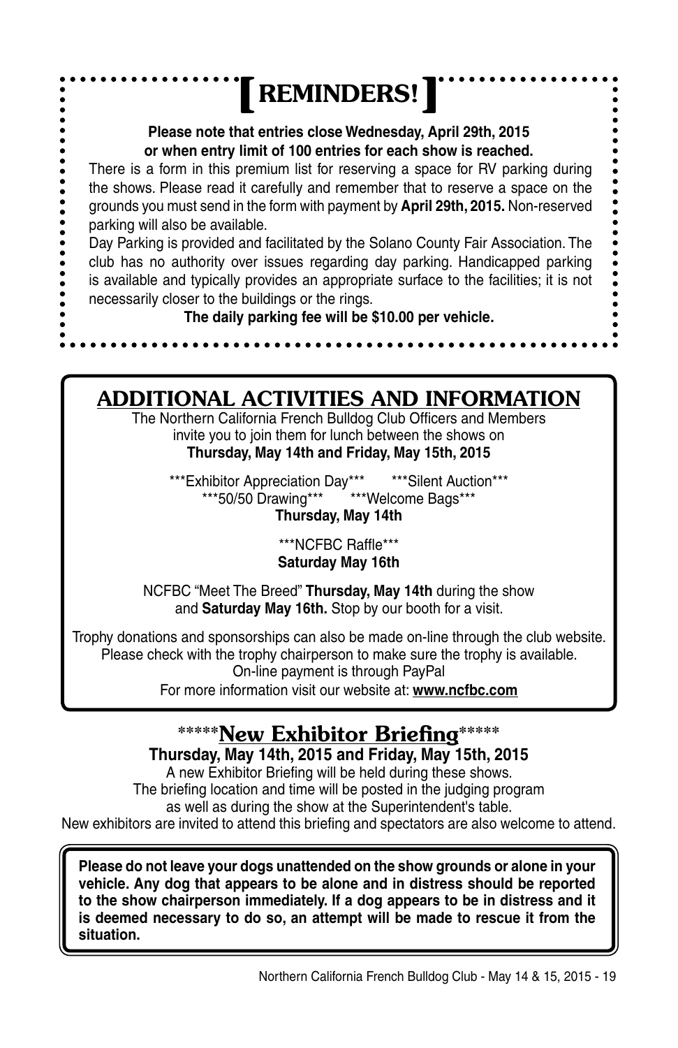# [ REMINDERS! ]

**Please note that entries close Wednesday, April 29th, 2015 or when entry limit of 100 entries for each show is reached.**

There is a form in this premium list for reserving a space for RV parking during the shows. Please read it carefully and remember that to reserve a space on the grounds you must send in the form with payment by **April 29th, 2015.** Non-reserved parking will also be available.

Day Parking is provided and facilitated by the Solano County Fair Association. The club has no authority over issues regarding day parking. Handicapped parking is available and typically provides an appropriate surface to the facilities; it is not necessarily closer to the buildings or the rings.

**The daily parking fee will be $10.00 per vehicle.**

## ADDITIONAL ACTIVITIES AND INFORMATION

The Northern California French Bulldog Club Officers and Members invite you to join them for lunch between the shows on **Thursday, May 14th and Friday, May 15th, 2015**

***Exhibitor Appreciation Day*** ***Silent Auction***
***50/50 Drawing*** ***Welcome Bags***
**Thursday, May 14th**

***NCFBC Raffle***
**Saturday May 16th**

NCFBC "Meet The Breed" **Thursday, May 14th** during the show and **Saturday May 16th.** Stop by our booth for a visit.

Trophy donations and sponsorships can also be made on-line through the club website. Please check with the trophy chairperson to make sure the trophy is available. On-line payment is through PayPal
For more information visit our website at: **www.ncfbc.com**

## *****New Exhibitor Briefing*****

**Thursday, May 14th, 2015 and Friday, May 15th, 2015**

A new Exhibitor Briefing will be held during these shows. The briefing location and time will be posted in the judging program as well as during the show at the Superintendent's table. New exhibitors are invited to attend this briefing and spectators are also welcome to attend.

**Please do not leave your dogs unattended on the show grounds or alone in your vehicle. Any dog that appears to be alone and in distress should be reported to the show chairperson immediately. If a dog appears to be in distress and it is deemed necessary to do so, an attempt will be made to rescue it from the situation.**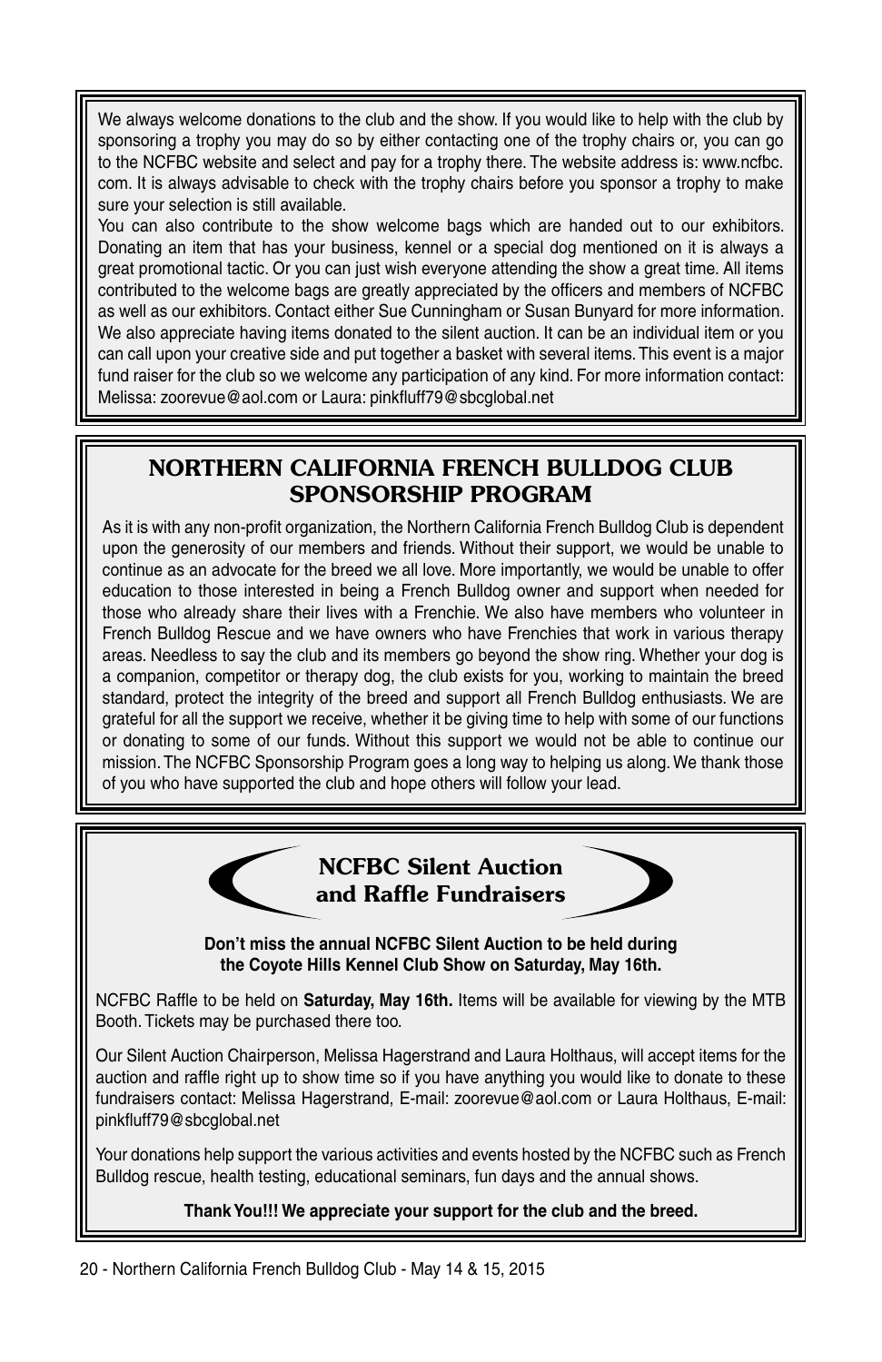We always welcome donations to the club and the show. If you would like to help with the club by sponsoring a trophy you may do so by either contacting one of the trophy chairs or, you can go to the NCFBC website and select and pay for a trophy there. The website address is: www.ncfbc.com. It is always advisable to check with the trophy chairs before you sponsor a trophy to make sure your selection is still available.

You can also contribute to the show welcome bags which are handed out to our exhibitors. Donating an item that has your business, kennel or a special dog mentioned on it is always a great promotional tactic. Or you can just wish everyone attending the show a great time. All items contributed to the welcome bags are greatly appreciated by the officers and members of NCFBC as well as our exhibitors. Contact either Sue Cunningham or Susan Bunyard for more information.

We also appreciate having items donated to the silent auction. It can be an individual item or you can call upon your creative side and put together a basket with several items. This event is a major fund raiser for the club so we welcome any participation of any kind. For more information contact: Melissa: zoorevue@aol.com or Laura: pinkfluff79@sbcglobal.net

## NORTHERN CALIFORNIA FRENCH BULLDOG CLUB SPONSORSHIP PROGRAM

As it is with any non-profit organization, the Northern California French Bulldog Club is dependent upon the generosity of our members and friends. Without their support, we would be unable to continue as an advocate for the breed we all love. More importantly, we would be unable to offer education to those interested in being a French Bulldog owner and support when needed for those who already share their lives with a Frenchie. We also have members who volunteer in French Bulldog Rescue and we have owners who have Frenchies that work in various therapy areas. Needless to say the club and its members go beyond the show ring. Whether your dog is a companion, competitor or therapy dog, the club exists for you, working to maintain the breed standard, protect the integrity of the breed and support all French Bulldog enthusiasts. We are grateful for all the support we receive, whether it be giving time to help with some of our functions or donating to some of our funds. Without this support we would not be able to continue our mission. The NCFBC Sponsorship Program goes a long way to helping us along. We thank those of you who have supported the club and hope others will follow your lead.

## NCFBC Silent Auction and Raffle Fundraisers

**Don't miss the annual NCFBC Silent Auction to be held during the Coyote Hills Kennel Club Show on Saturday, May 16th.**

NCFBC Raffle to be held on **Saturday, May 16th.** Items will be available for viewing by the MTB Booth. Tickets may be purchased there too.

Our Silent Auction Chairperson, Melissa Hagerstrand and Laura Holthaus, will accept items for the auction and raffle right up to show time so if you have anything you would like to donate to these fundraisers contact: Melissa Hagerstrand, E-mail: zoorevue@aol.com or Laura Holthaus, E-mail: pinkfluff79@sbcglobal.net

Your donations help support the various activities and events hosted by the NCFBC such as French Bulldog rescue, health testing, educational seminars, fun days and the annual shows.

**Thank You!!! We appreciate your support for the club and the breed.**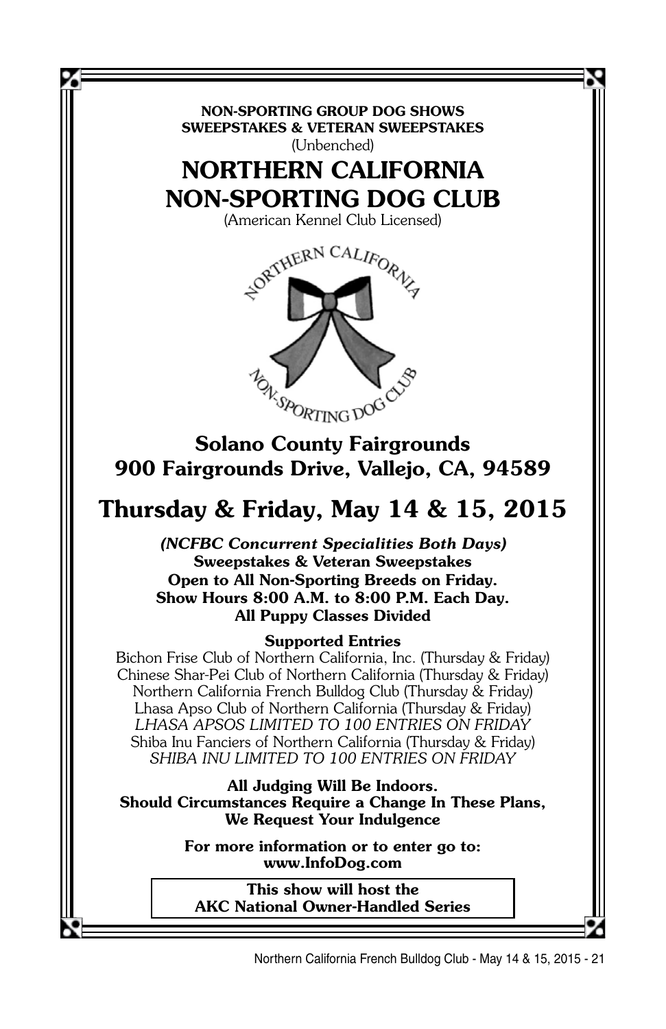**NON-SPORTING GROUP DOG SHOWS**
**SWEEPSTAKES & VETERAN SWEEPSTAKES**
(Unbenched)

# NORTHERN CALIFORNIA NON-SPORTING DOG CLUB

(American Kennel Club Licensed)

## Solano County Fairgrounds
## 900 Fairgrounds Drive, Vallejo, CA, 94589

# Thursday & Friday, May 14 & 15, 2015

***(NCFBC Concurrent Specialities Both Days)***
**Sweepstakes & Veteran Sweepstakes**
**Open to All Non-Sporting Breeds on Friday.**
**Show Hours 8:00 A.M. to 8:00 P.M. Each Day.**
**All Puppy Classes Divided**

**Supported Entries**

Bichon Frise Club of Northern California, Inc. (Thursday & Friday)
Chinese Shar-Pei Club of Northern California (Thursday & Friday)
Northern California French Bulldog Club (Thursday & Friday)
Lhasa Apso Club of Northern California (Thursday & Friday)
*LHASA APSOS LIMITED TO 100 ENTRIES ON FRIDAY*
Shiba Inu Fanciers of Northern California (Thursday & Friday)
*SHIBA INU LIMITED TO 100 ENTRIES ON FRIDAY*

**All Judging Will Be Indoors.**
**Should Circumstances Require a Change In These Plans, We Request Your Indulgence**

**For more information or to enter go to:**
**www.InfoDog.com**

**This show will host the**
**AKC National Owner-Handled Series**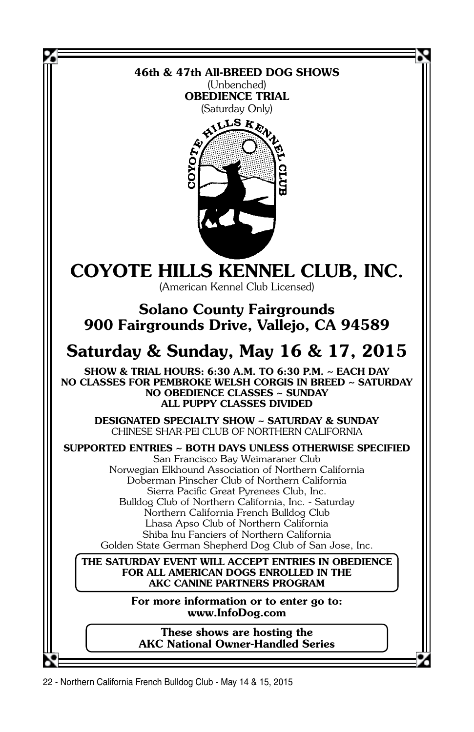**46th & 47th All-BREED DOG SHOWS**

(Unbenched)

**OBEDIENCE TRIAL**

(Saturday Only)

# COYOTE HILLS KENNEL CLUB, INC.

(American Kennel Club Licensed)

## Solano County Fairgrounds
## 900 Fairgrounds Drive, Vallejo, CA 94589

## Saturday & Sunday, May 16 & 17, 2015

**SHOW & TRIAL HOURS: 6:30 A.M. TO 6:30 P.M. ~ EACH DAY**
**NO CLASSES FOR PEMBROKE WELSH CORGIS IN BREED ~ SATURDAY**
**NO OBEDIENCE CLASSES ~ SUNDAY**
**ALL PUPPY CLASSES DIVIDED**

**DESIGNATED SPECIALTY SHOW ~ SATURDAY & SUNDAY**
CHINESE SHAR-PEI CLUB OF NORTHERN CALIFORNIA

**SUPPORTED ENTRIES ~ BOTH DAYS UNLESS OTHERWISE SPECIFIED**
San Francisco Bay Weimaraner Club
Norwegian Elkhound Association of Northern California
Doberman Pinscher Club of Northern California
Sierra Pacific Great Pyrenees Club, Inc.
Bulldog Club of Northern California, Inc. - Saturday
Northern California French Bulldog Club
Lhasa Apso Club of Northern California
Shiba Inu Fanciers of Northern California
Golden State German Shepherd Dog Club of San Jose, Inc.

**THE SATURDAY EVENT WILL ACCEPT ENTRIES IN OBEDIENCE FOR ALL AMERICAN DOGS ENROLLED IN THE AKC CANINE PARTNERS PROGRAM**

**For more information or to enter go to:**
**www.InfoDog.com**

**These shows are hosting the**
**AKC National Owner-Handled Series**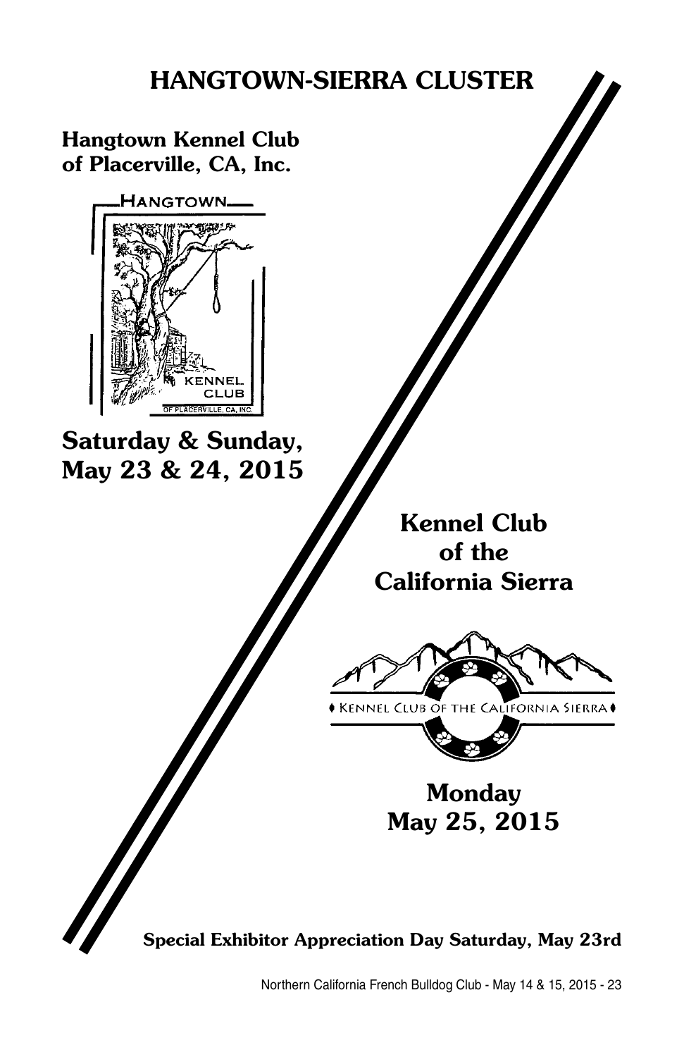# HANGTOWN-SIERRA CLUSTER

## Hangtown Kennel Club of Placerville, CA, Inc.

HANGTOWN KENNEL CLUB OF PLACERVILLE, CA, INC.

## Saturday & Sunday, May 23 & 24, 2015

## Kennel Club of the California Sierra

KENNEL CLUB OF THE CALIFORNIA SIERRA

## Monday May 25, 2015

**Special Exhibitor Appreciation Day Saturday, May 23rd**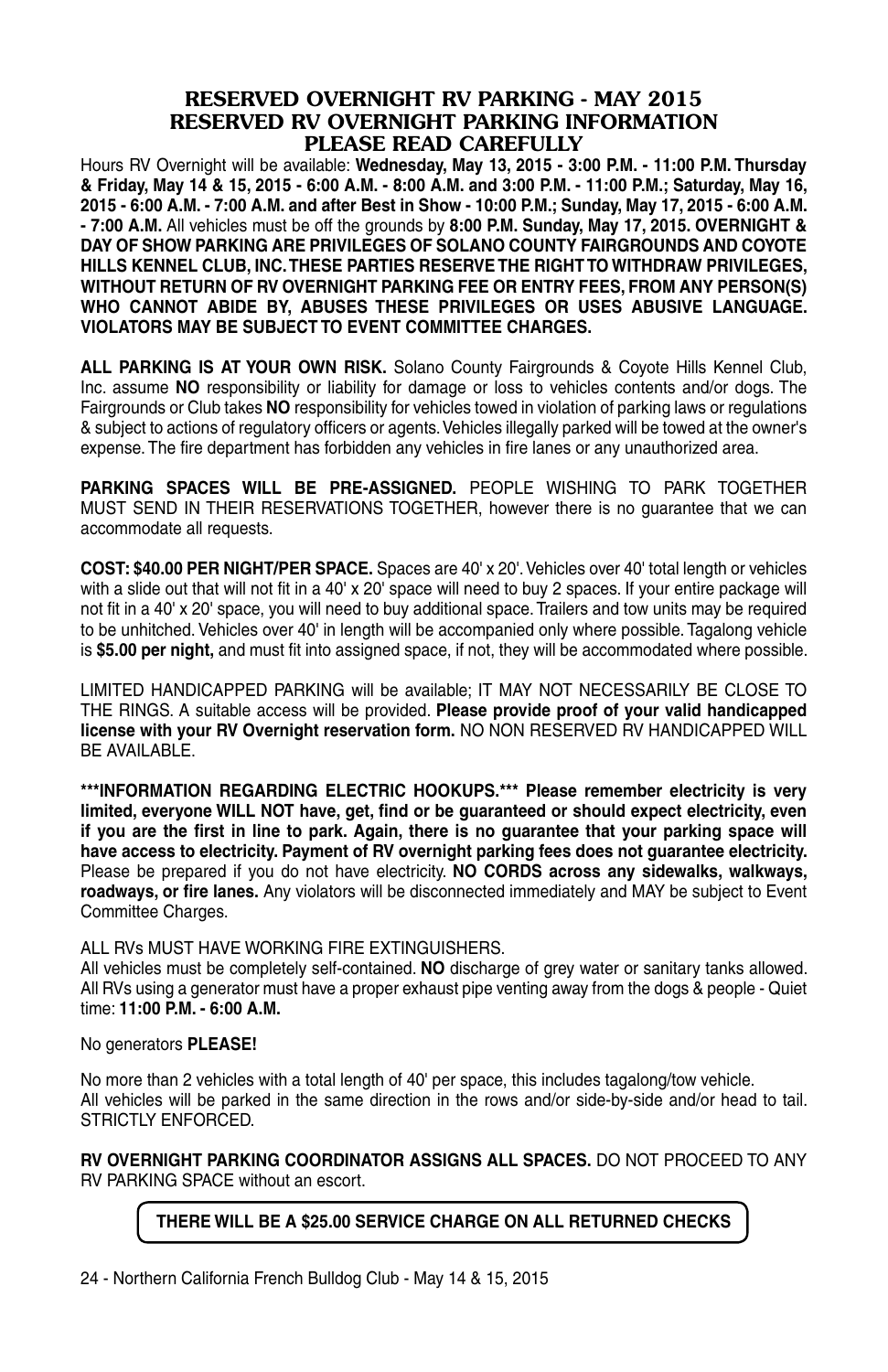# RESERVED OVERNIGHT RV PARKING - MAY 2015
# RESERVED RV OVERNIGHT PARKING INFORMATION
# PLEASE READ CAREFULLY

Hours RV Overnight will be available: **Wednesday, May 13, 2015 - 3:00 P.M. - 11:00 P.M. Thursday & Friday, May 14 & 15, 2015 - 6:00 A.M. - 8:00 A.M. and 3:00 P.M. - 11:00 P.M.; Saturday, May 16, 2015 - 6:00 A.M. - 7:00 A.M. and after Best in Show - 10:00 P.M.; Sunday, May 17, 2015 - 6:00 A.M. - 7:00 A.M.** All vehicles must be off the grounds by **8:00 P.M. Sunday, May 17, 2015. OVERNIGHT & DAY OF SHOW PARKING ARE PRIVILEGES OF SOLANO COUNTY FAIRGROUNDS AND COYOTE HILLS KENNEL CLUB, INC. THESE PARTIES RESERVE THE RIGHT TO WITHDRAW PRIVILEGES, WITHOUT RETURN OF RV OVERNIGHT PARKING FEE OR ENTRY FEES, FROM ANY PERSON(S) WHO CANNOT ABIDE BY, ABUSES THESE PRIVILEGES OR USES ABUSIVE LANGUAGE. VIOLATORS MAY BE SUBJECT TO EVENT COMMITTEE CHARGES.**

**ALL PARKING IS AT YOUR OWN RISK.** Solano County Fairgrounds & Coyote Hills Kennel Club, Inc. assume **NO** responsibility or liability for damage or loss to vehicles contents and/or dogs. The Fairgrounds or Club takes **NO** responsibility for vehicles towed in violation of parking laws or regulations & subject to actions of regulatory officers or agents. Vehicles illegally parked will be towed at the owner's expense. The fire department has forbidden any vehicles in fire lanes or any unauthorized area.

**PARKING SPACES WILL BE PRE-ASSIGNED.** PEOPLE WISHING TO PARK TOGETHER MUST SEND IN THEIR RESERVATIONS TOGETHER, however there is no guarantee that we can accommodate all requests.

**COST: $40.00 PER NIGHT/PER SPACE.** Spaces are 40' x 20'. Vehicles over 40' total length or vehicles with a slide out that will not fit in a 40' x 20' space will need to buy 2 spaces. If your entire package will not fit in a 40' x 20' space, you will need to buy additional space. Trailers and tow units may be required to be unhitched. Vehicles over 40' in length will be accompanied only where possible. Tagalong vehicle is **$5.00 per night,** and must fit into assigned space, if not, they will be accommodated where possible.

LIMITED HANDICAPPED PARKING will be available; IT MAY NOT NECESSARILY BE CLOSE TO THE RINGS. A suitable access will be provided. **Please provide proof of your valid handicapped license with your RV Overnight reservation form.** NO NON RESERVED RV HANDICAPPED WILL BE AVAILABLE.

**\*\*\*INFORMATION REGARDING ELECTRIC HOOKUPS.\*\*\* Please remember electricity is very limited, everyone WILL NOT have, get, find or be guaranteed or should expect electricity, even if you are the first in line to park. Again, there is no guarantee that your parking space will have access to electricity. Payment of RV overnight parking fees does not guarantee electricity.** Please be prepared if you do not have electricity. **NO CORDS across any sidewalks, walkways, roadways, or fire lanes.** Any violators will be disconnected immediately and MAY be subject to Event Committee Charges.

ALL RVs MUST HAVE WORKING FIRE EXTINGUISHERS.
All vehicles must be completely self-contained. **NO** discharge of grey water or sanitary tanks allowed. All RVs using a generator must have a proper exhaust pipe venting away from the dogs & people - Quiet time: **11:00 P.M. - 6:00 A.M.**

No generators **PLEASE!**

No more than 2 vehicles with a total length of 40' per space, this includes tagalong/tow vehicle.
All vehicles will be parked in the same direction in the rows and/or side-by-side and/or head to tail. STRICTLY ENFORCED.

**RV OVERNIGHT PARKING COORDINATOR ASSIGNS ALL SPACES.** DO NOT PROCEED TO ANY RV PARKING SPACE without an escort.

**THERE WILL BE A $25.00 SERVICE CHARGE ON ALL RETURNED CHECKS**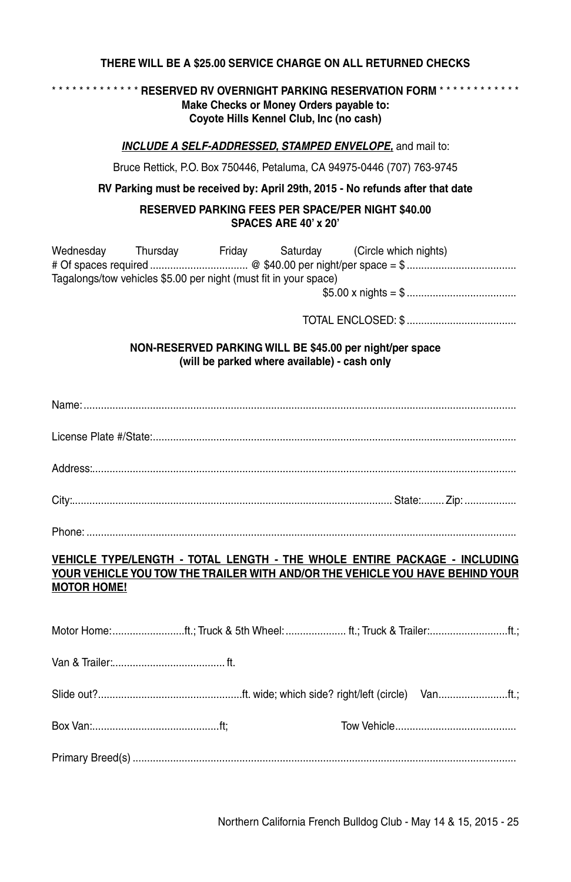**THERE WILL BE A $25.00 SERVICE CHARGE ON ALL RETURNED CHECKS**

* * * * * * * * * * * * * **RESERVED RV OVERNIGHT PARKING RESERVATION FORM** * * * * * * * * * * * *

**Make Checks or Money Orders payable to:**
**Coyote Hills Kennel Club, Inc (no cash)**

***INCLUDE A SELF-ADDRESSED, STAMPED ENVELOPE,*** and mail to:

Bruce Rettick, P.O. Box 750446, Petaluma, CA 94975-0446 (707) 763-9745

**RV Parking must be received by: April 29th, 2015 - No refunds after that date**

**RESERVED PARKING FEES PER SPACE/PER NIGHT $40.00**
**SPACES ARE 40' x 20'**

Wednesday Thursday Friday Saturday (Circle which nights)

# Of spaces required .................................. @ $40.00 per night/per space = $ ......................................

Tagalongs/tow vehicles $5.00 per night (must fit in your space)

$5.00 x nights = $ ......................................

TOTAL ENCLOSED: $ ......................................

**NON-RESERVED PARKING WILL BE $45.00 per night/per space**
**(will be parked where available) - cash only**

Name: ....................................................................................................................................................

License Plate #/State: ............................................................................................................................

Address: ................................................................................................................................................

City: .............................................................................................................. State: ........ Zip: ..................

Phone: ...................................................................................................................................................

**VEHICLE TYPE/LENGTH - TOTAL LENGTH - THE WHOLE ENTIRE PACKAGE - INCLUDING YOUR VEHICLE YOU TOW THE TRAILER WITH AND/OR THE VEHICLE YOU HAVE BEHIND YOUR MOTOR HOME!**

Motor Home: .........................ft.; Truck & 5th Wheel: ..................... ft.; Truck & Trailer: ...........................ft.;

Van & Trailer: ....................................... ft.

Slide out? .................................................ft. wide; which side? right/left (circle) Van........................ft.;

Box Van: ............................................ft; Tow Vehicle..........................................

Primary Breed(s) ...................................................................................................................................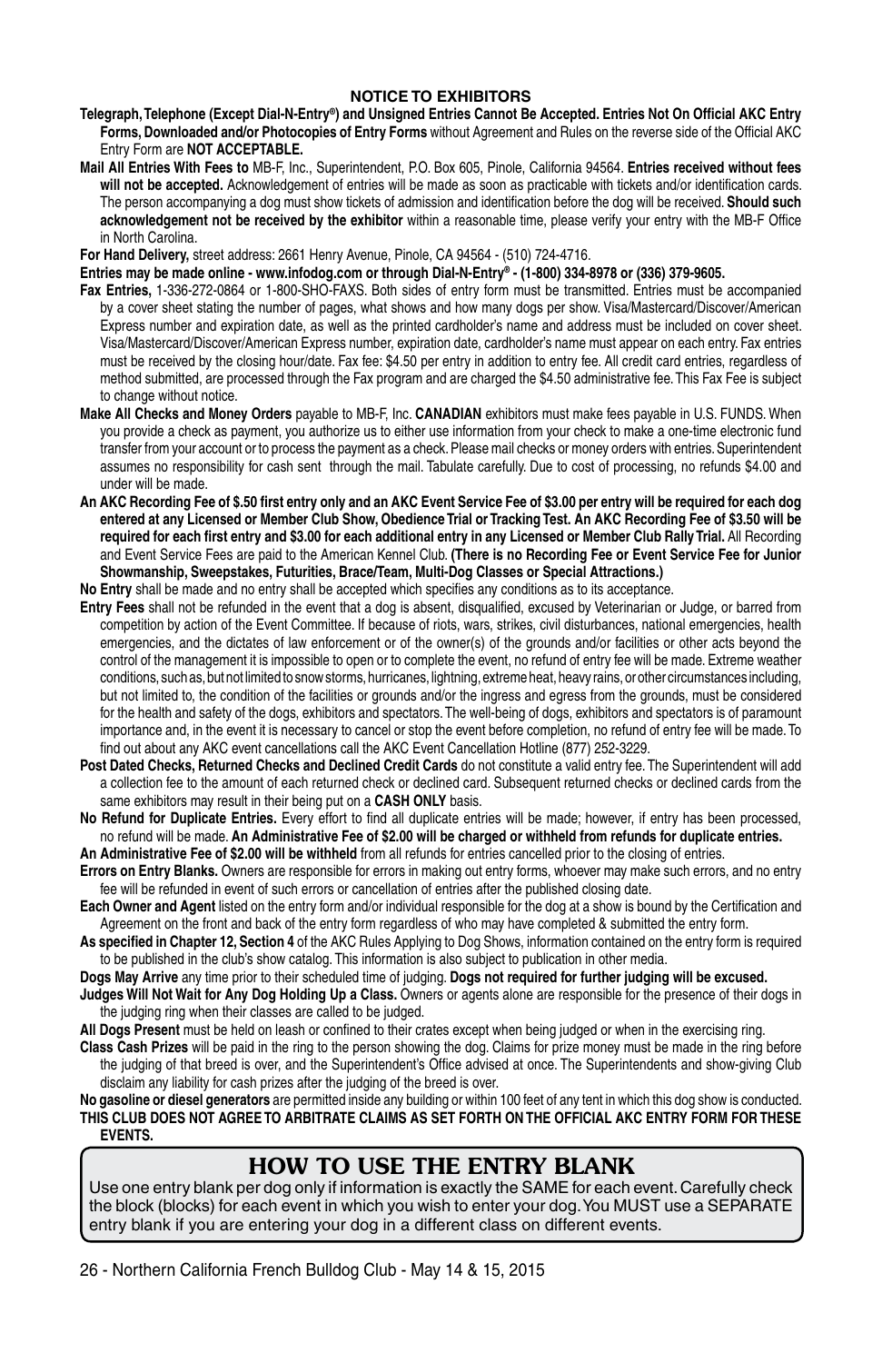## NOTICE TO EXHIBITORS

**Telegraph, Telephone (Except Dial-N-Entry®) and Unsigned Entries Cannot Be Accepted. Entries Not On Official AKC Entry Forms, Downloaded and/or Photocopies of Entry Forms** without Agreement and Rules on the reverse side of the Official AKC Entry Form are **NOT ACCEPTABLE.**

**Mail All Entries With Fees to** MB-F, Inc., Superintendent, P.O. Box 605, Pinole, California 94564. **Entries received without fees will not be accepted.** Acknowledgement of entries will be made as soon as practicable with tickets and/or identification cards. The person accompanying a dog must show tickets of admission and identification before the dog will be received. **Should such acknowledgement not be received by the exhibitor** within a reasonable time, please verify your entry with the MB-F Office in North Carolina.

**For Hand Delivery,** street address: 2661 Henry Avenue, Pinole, CA 94564 - (510) 724-4716.

**Entries may be made online - www.infodog.com or through Dial-N-Entry® - (1-800) 334-8978 or (336) 379-9605.**

**Fax Entries,** 1-336-272-0864 or 1-800-SHO-FAXS. Both sides of entry form must be transmitted. Entries must be accompanied by a cover sheet stating the number of pages, what shows and how many dogs per show. Visa/Mastercard/Discover/American Express number and expiration date, as well as the printed cardholder's name and address must be included on cover sheet. Visa/Mastercard/Discover/American Express number, expiration date, cardholder's name must appear on each entry. Fax entries must be received by the closing hour/date. Fax fee: $4.50 per entry in addition to entry fee. All credit card entries, regardless of method submitted, are processed through the Fax program and are charged the $4.50 administrative fee. This Fax Fee is subject to change without notice.

**Make All Checks and Money Orders** payable to MB-F, Inc. **CANADIAN** exhibitors must make fees payable in U.S. FUNDS. When you provide a check as payment, you authorize us to either use information from your check to make a one-time electronic fund transfer from your account or to process the payment as a check. Please mail checks or money orders with entries. Superintendent assumes no responsibility for cash sent through the mail. Tabulate carefully. Due to cost of processing, no refunds $4.00 and under will be made.

**An AKC Recording Fee of $.50 first entry only and an AKC Event Service Fee of $3.00 per entry will be required for each dog entered at any Licensed or Member Club Show, Obedience Trial or Tracking Test. An AKC Recording Fee of $3.50 will be required for each first entry and $3.00 for each additional entry in any Licensed or Member Club Rally Trial.** All Recording and Event Service Fees are paid to the American Kennel Club. **(There is no Recording Fee or Event Service Fee for Junior Showmanship, Sweepstakes, Futurities, Brace/Team, Multi-Dog Classes or Special Attractions.)**

**No Entry** shall be made and no entry shall be accepted which specifies any conditions as to its acceptance.

**Entry Fees** shall not be refunded in the event that a dog is absent, disqualified, excused by Veterinarian or Judge, or barred from competition by action of the Event Committee. If because of riots, wars, strikes, civil disturbances, national emergencies, health emergencies, and the dictates of law enforcement or of the owner(s) of the grounds and/or facilities or other acts beyond the control of the management it is impossible to open or to complete the event, no refund of entry fee will be made. Extreme weather conditions, such as, but not limited to snow storms, hurricanes, lightning, extreme heat, heavy rains, or other circumstances including, but not limited to, the condition of the facilities or grounds and/or the ingress and egress from the grounds, must be considered for the health and safety of the dogs, exhibitors and spectators. The well-being of dogs, exhibitors and spectators is of paramount importance and, in the event it is necessary to cancel or stop the event before completion, no refund of entry fee will be made. To find out about any AKC event cancellations call the AKC Event Cancellation Hotline (877) 252-3229.

**Post Dated Checks, Returned Checks and Declined Credit Cards** do not constitute a valid entry fee. The Superintendent will add a collection fee to the amount of each returned check or declined card. Subsequent returned checks or declined cards from the same exhibitors may result in their being put on a **CASH ONLY** basis.

**No Refund for Duplicate Entries.** Every effort to find all duplicate entries will be made; however, if entry has been processed, no refund will be made. **An Administrative Fee of $2.00 will be charged or withheld from refunds for duplicate entries.**

**An Administrative Fee of $2.00 will be withheld** from all refunds for entries cancelled prior to the closing of entries.

**Errors on Entry Blanks.** Owners are responsible for errors in making out entry forms, whoever may make such errors, and no entry fee will be refunded in event of such errors or cancellation of entries after the published closing date.

**Each Owner and Agent** listed on the entry form and/or individual responsible for the dog at a show is bound by the Certification and Agreement on the front and back of the entry form regardless of who may have completed & submitted the entry form.

**As specified in Chapter 12, Section 4** of the AKC Rules Applying to Dog Shows, information contained on the entry form is required to be published in the club's show catalog. This information is also subject to publication in other media.

**Dogs May Arrive** any time prior to their scheduled time of judging. **Dogs not required for further judging will be excused.**

**Judges Will Not Wait for Any Dog Holding Up a Class.** Owners or agents alone are responsible for the presence of their dogs in the judging ring when their classes are called to be judged.

**All Dogs Present** must be held on leash or confined to their crates except when being judged or when in the exercising ring.

**Class Cash Prizes** will be paid in the ring to the person showing the dog. Claims for prize money must be made in the ring before the judging of that breed is over, and the Superintendent's Office advised at once. The Superintendents and show-giving Club disclaim any liability for cash prizes after the judging of the breed is over.

**No gasoline or diesel generators** are permitted inside any building or within 100 feet of any tent in which this dog show is conducted.

**THIS CLUB DOES NOT AGREE TO ARBITRATE CLAIMS AS SET FORTH ON THE OFFICIAL AKC ENTRY FORM FOR THESE EVENTS.**

## HOW TO USE THE ENTRY BLANK

Use one entry blank per dog only if information is exactly the SAME for each event. Carefully check the block (blocks) for each event in which you wish to enter your dog. You MUST use a SEPARATE entry blank if you are entering your dog in a different class on different events.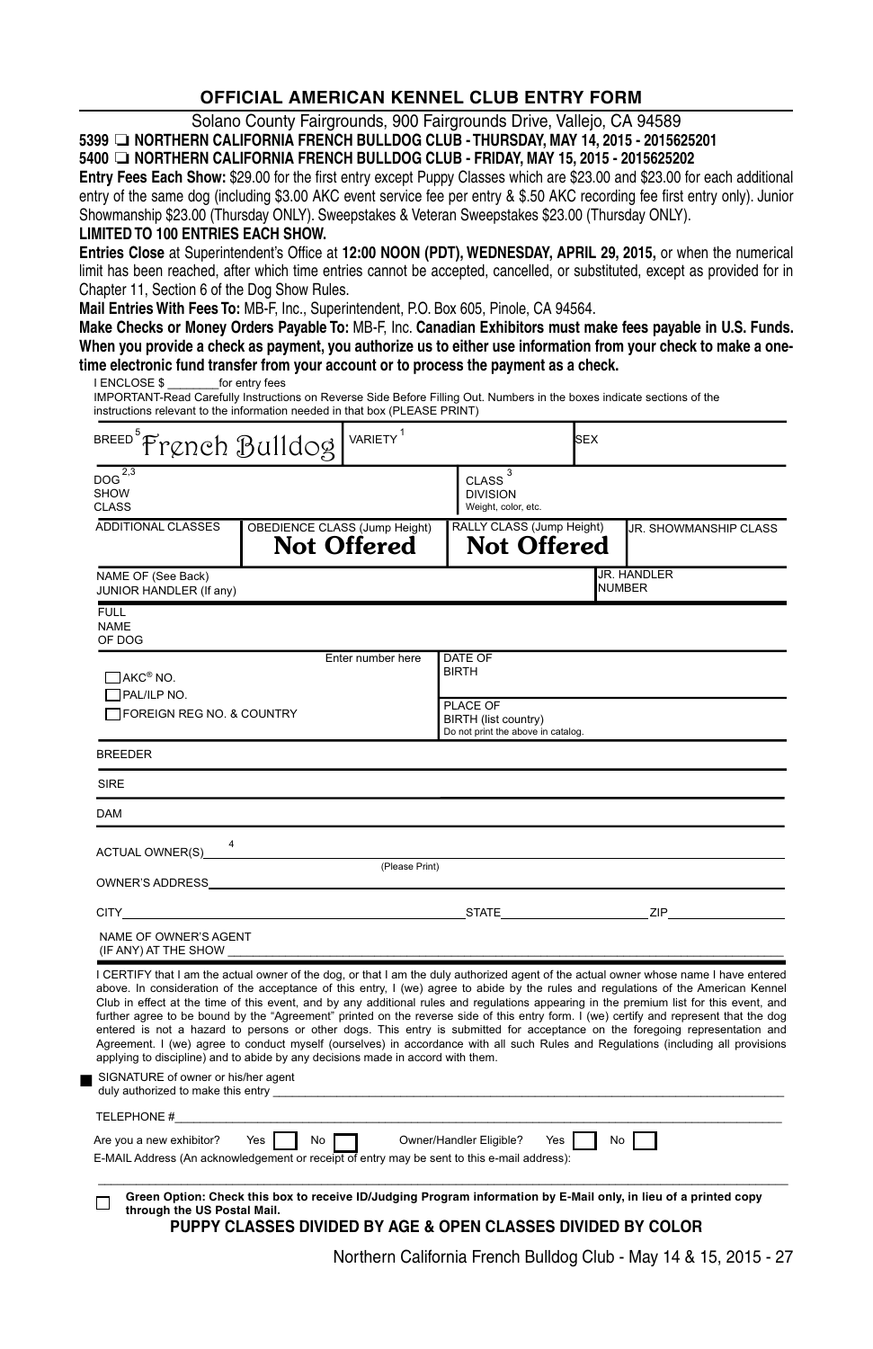## OFFICIAL AMERICAN KENNEL CLUB ENTRY FORM

Solano County Fairgrounds, 900 Fairgrounds Drive, Vallejo, CA 94589

**5399 ❑ NORTHERN CALIFORNIA FRENCH BULLDOG CLUB - THURSDAY, MAY 14, 2015 - 2015625201**
**5400 ❑ NORTHERN CALIFORNIA FRENCH BULLDOG CLUB - FRIDAY, MAY 15, 2015 - 2015625202**

**Entry Fees Each Show:** $29.00 for the first entry except Puppy Classes which are $23.00 and $23.00 for each additional entry of the same dog (including $3.00 AKC event service fee per entry & $.50 AKC recording fee first entry only). Junior Showmanship $23.00 (Thursday ONLY). Sweepstakes & Veteran Sweepstakes $23.00 (Thursday ONLY).

**LIMITED TO 100 ENTRIES EACH SHOW.**

**Entries Close** at Superintendent's Office at **12:00 NOON (PDT), WEDNESDAY, APRIL 29, 2015,** or when the numerical limit has been reached, after which time entries cannot be accepted, cancelled, or substituted, except as provided for in Chapter 11, Section 6 of the Dog Show Rules.

**Mail Entries With Fees To:** MB-F, Inc., Superintendent, P.O. Box 605, Pinole, CA 94564.

**Make Checks or Money Orders Payable To:** MB-F, Inc. **Canadian Exhibitors must make fees payable in U.S. Funds. When you provide a check as payment, you authorize us to either use information from your check to make a one-time electronic fund transfer from your account or to process the payment as a check.**

I ENCLOSE $ ________for entry fees

IMPORTANT-Read Carefully Instructions on Reverse Side Before Filling Out. Numbers in the boxes indicate sections of the instructions relevant to the information needed in that box (PLEASE PRINT)

| BREED [5] French Bulldog | VARIETY [1] | | SEX |
|---|---|---|---|
| DOG [2,3] SHOW CLASS | | CLASS [3] DIVISION Weight, color, etc. | |
| ADDITIONAL CLASSES | OBEDIENCE CLASS (Jump Height) **Not Offered** | RALLY CLASS (Jump Height) **Not Offered** | JR. SHOWMANSHIP CLASS |
| NAME OF (See Back) JUNIOR HANDLER (If any) | | | JR. HANDLER NUMBER |
| FULL NAME OF DOG | | | |
| ☐ AKC® NO. ☐ PAL/ILP NO. ☐ FOREIGN REG NO. & COUNTRY | Enter number here | DATE OF BIRTH | |
| | | PLACE OF BIRTH (list country) Do not print the above in catalog. | |
| BREEDER | | | |
| SIRE | | | |
| DAM | | | |

ACTUAL OWNER(S) [4] ____________________________________________
(Please Print)

OWNER'S ADDRESS ____________________________________________

CITY ______________________ STATE ______________ ZIP ____________

NAME OF OWNER'S AGENT (IF ANY) AT THE SHOW ____________________________________________

I CERTIFY that I am the actual owner of the dog, or that I am the duly authorized agent of the actual owner whose name I have entered above. In consideration of the acceptance of this entry, I (we) agree to abide by the rules and regulations of the American Kennel Club in effect at the time of this event, and by any additional rules and regulations appearing in the premium list for this event, and further agree to be bound by the "Agreement" printed on the reverse side of this entry form. I (we) certify and represent that the dog entered is not a hazard to persons or other dogs. This entry is submitted for acceptance on the foregoing representation and Agreement. I (we) agree to conduct myself (ourselves) in accordance with all such Rules and Regulations (including all provisions applying to discipline) and to abide by any decisions made in accord with them.

■ SIGNATURE of owner or his/her agent duly authorized to make this entry ____________________________________________

TELEPHONE # ____________________________________________

Are you a new exhibitor? Yes ☐ No ☐ Owner/Handler Eligible? Yes ☐ No ☐

E-MAIL Address (An acknowledgement or receipt of entry may be sent to this e-mail address):

____________________________________________

☐ **Green Option: Check this box to receive ID/Judging Program information by E-Mail only, in lieu of a printed copy through the US Postal Mail.**

**PUPPY CLASSES DIVIDED BY AGE & OPEN CLASSES DIVIDED BY COLOR**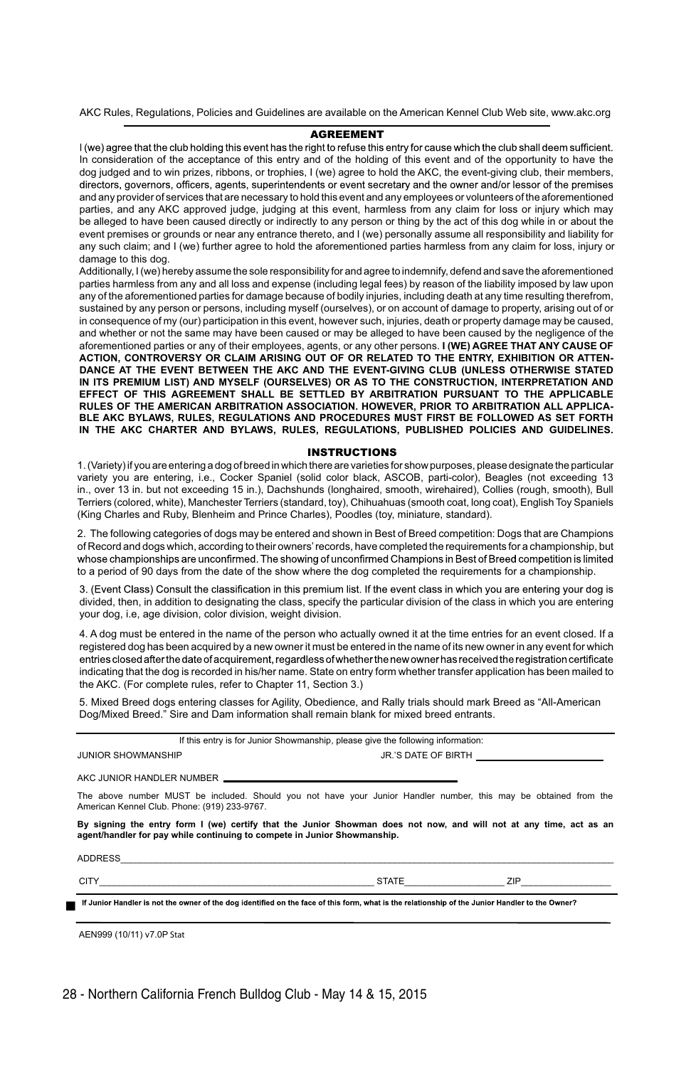AKC Rules, Regulations, Policies and Guidelines are available on the American Kennel Club Web site, www.akc.org

## AGREEMENT

I (we) agree that the club holding this event has the right to refuse this entry for cause which the club shall deem sufficient. In consideration of the acceptance of this entry and of the holding of this event and of the opportunity to have the dog judged and to win prizes, ribbons, or trophies, I (we) agree to hold the AKC, the event-giving club, their members, directors, governors, officers, agents, superintendents or event secretary and the owner and/or lessor of the premises and any provider of services that are necessary to hold this event and any employees or volunteers of the aforementioned parties, and any AKC approved judge, judging at this event, harmless from any claim for loss or injury which may be alleged to have been caused directly or indirectly to any person or thing by the act of this dog while in or about the event premises or grounds or near any entrance thereto, and I (we) personally assume all responsibility and liability for any such claim; and I (we) further agree to hold the aforementioned parties harmless from any claim for loss, injury or damage to this dog.

Additionally, I (we) hereby assume the sole responsibility for and agree to indemnify, defend and save the aforementioned parties harmless from any and all loss and expense (including legal fees) by reason of the liability imposed by law upon any of the aforementioned parties for damage because of bodily injuries, including death at any time resulting therefrom, sustained by any person or persons, including myself (ourselves), or on account of damage to property, arising out of or in consequence of my (our) participation in this event, however such, injuries, death or property damage may be caused, and whether or not the same may have been caused or may be alleged to have been caused by the negligence of the aforementioned parties or any of their employees, agents, or any other persons. **I (WE) AGREE THAT ANY CAUSE OF ACTION, CONTROVERSY OR CLAIM ARISING OUT OF OR RELATED TO THE ENTRY, EXHIBITION OR ATTENDANCE AT THE EVENT BETWEEN THE AKC AND THE EVENT-GIVING CLUB (UNLESS OTHERWISE STATED IN ITS PREMIUM LIST) AND MYSELF (OURSELVES) OR AS TO THE CONSTRUCTION, INTERPRETATION AND EFFECT OF THIS AGREEMENT SHALL BE SETTLED BY ARBITRATION PURSUANT TO THE APPLICABLE RULES OF THE AMERICAN ARBITRATION ASSOCIATION. HOWEVER, PRIOR TO ARBITRATION ALL APPLICABLE AKC BYLAWS, RULES, REGULATIONS AND PROCEDURES MUST FIRST BE FOLLOWED AS SET FORTH IN THE AKC CHARTER AND BYLAWS, RULES, REGULATIONS, PUBLISHED POLICIES AND GUIDELINES.**

## INSTRUCTIONS

1. (Variety) if you are entering a dog of breed in which there are varieties for show purposes, please designate the particular variety you are entering, i.e., Cocker Spaniel (solid color black, ASCOB, parti-color), Beagles (not exceeding 13 in., over 13 in. but not exceeding 15 in.), Dachshunds (longhaired, smooth, wirehaired), Collies (rough, smooth), Bull Terriers (colored, white), Manchester Terriers (standard, toy), Chihuahuas (smooth coat, long coat), English Toy Spaniels (King Charles and Ruby, Blenheim and Prince Charles), Poodles (toy, miniature, standard).

2. The following categories of dogs may be entered and shown in Best of Breed competition: Dogs that are Champions of Record and dogs which, according to their owners' records, have completed the requirements for a championship, but whose championships are unconfirmed. The showing of unconfirmed Champions in Best of Breed competition is limited to a period of 90 days from the date of the show where the dog completed the requirements for a championship.

3. (Event Class) Consult the classification in this premium list. If the event class in which you are entering your dog is divided, then, in addition to designating the class, specify the particular division of the class in which you are entering your dog, i.e, age division, color division, weight division.

4. A dog must be entered in the name of the person who actually owned it at the time entries for an event closed. If a registered dog has been acquired by a new owner it must be entered in the name of its new owner in any event for which entries closed after the date of acquirement, regardless of whether the new owner has received the registration certificate indicating that the dog is recorded in his/her name. State on entry form whether transfer application has been mailed to the AKC. (For complete rules, refer to Chapter 11, Section 3.)

5. Mixed Breed dogs entering classes for Agility, Obedience, and Rally trials should mark Breed as "All-American Dog/Mixed Breed." Sire and Dam information shall remain blank for mixed breed entrants.

If this entry is for Junior Showmanship, please give the following information:

JUNIOR SHOWMANSHIP JR.'S DATE OF BIRTH \_\_\_\_\_\_\_\_\_\_\_\_\_\_\_\_

AKC JUNIOR HANDLER NUMBER \_\_\_\_\_\_\_\_\_\_\_\_\_\_\_\_

The above number MUST be included. Should you not have your Junior Handler number, this may be obtained from the American Kennel Club. Phone: (919) 233-9767.

**By signing the entry form I (we) certify that the Junior Showman does not now, and will not at any time, act as an agent/handler for pay while continuing to compete in Junior Showmanship.**

ADDRESS\_\_\_\_\_\_\_\_\_\_\_\_\_\_\_\_

CITY\_\_\_\_\_\_\_\_\_\_\_\_\_\_\_\_ STATE\_\_\_\_\_\_\_\_ ZIP\_\_\_\_\_\_\_\_

**If Junior Handler is not the owner of the dog identified on the face of this form, what is the relationship of the Junior Handler to the Owner?**

AEN999 (10/11) v7.0P Stat